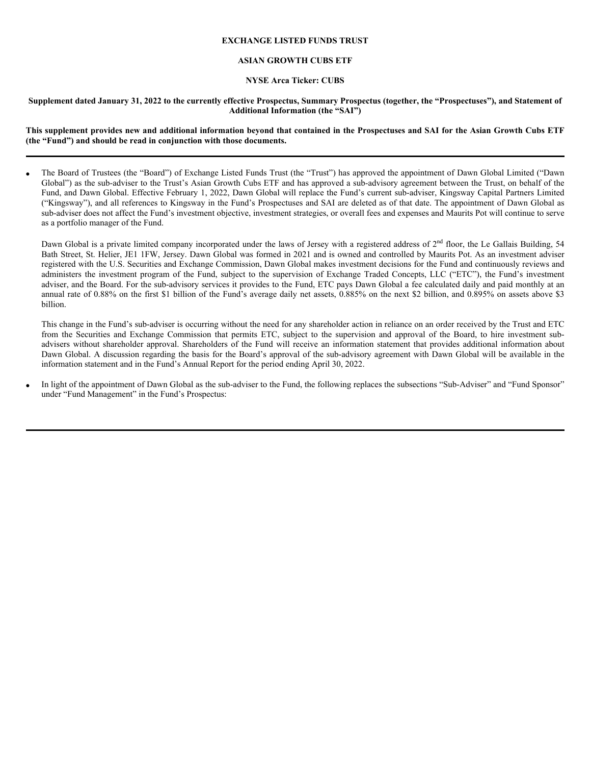**EXCHANGE LISTED FUNDS TRUST**

**ASIAN GROWTH CUBS ETF**

**NYSE Arca Ticker: CUBS**

**Supplement dated January 31, 2022 to the currently effective Prospectus, Summary Prospectus (together, the "Prospectuses"), and Statement of Additional Information (the "SAI")**

**This supplement provides new and additional information beyond that contained in the Prospectuses and SAI for the Asian Growth Cubs ETF (the "Fund") and should be read in conjunction with those documents.**

---

- The Board of Trustees (the "Board") of Exchange Listed Funds Trust (the "Trust") has approved the appointment of Dawn Global Limited ("Dawn Global") as the sub-adviser to the Trust's Asian Growth Cubs ETF and has approved a sub-advisory agreement between the Trust, on behalf of the Fund, and Dawn Global. Effective February 1, 2022, Dawn Global will replace the Fund's current sub-adviser, Kingsway Capital Partners Limited ("Kingsway"), and all references to Kingsway in the Fund's Prospectuses and SAI are deleted as of that date. The appointment of Dawn Global as sub-adviser does not affect the Fund's investment objective, investment strategies, or overall fees and expenses and Maurits Pot will continue to serve as a portfolio manager of the Fund.

  Dawn Global is a private limited company incorporated under the laws of Jersey with a registered address of 2nd floor, the Le Gallais Building, 54 Bath Street, St. Helier, JE1 1FW, Jersey. Dawn Global was formed in 2021 and is owned and controlled by Maurits Pot. As an investment adviser registered with the U.S. Securities and Exchange Commission, Dawn Global makes investment decisions for the Fund and continuously reviews and administers the investment program of the Fund, subject to the supervision of Exchange Traded Concepts, LLC ("ETC"), the Fund's investment adviser, and the Board. For the sub-advisory services it provides to the Fund, ETC pays Dawn Global a fee calculated daily and paid monthly at an annual rate of 0.88% on the first $1 billion of the Fund's average daily net assets, 0.885% on the next $2 billion, and 0.895% on assets above $3 billion.

  This change in the Fund's sub-adviser is occurring without the need for any shareholder action in reliance on an order received by the Trust and ETC from the Securities and Exchange Commission that permits ETC, subject to the supervision and approval of the Board, to hire investment sub-advisers without shareholder approval. Shareholders of the Fund will receive an information statement that provides additional information about Dawn Global. A discussion regarding the basis for the Board's approval of the sub-advisory agreement with Dawn Global will be available in the information statement and in the Fund's Annual Report for the period ending April 30, 2022.

- In light of the appointment of Dawn Global as the sub-adviser to the Fund, the following replaces the subsections "Sub-Adviser" and "Fund Sponsor" under "Fund Management" in the Fund's Prospectus:

---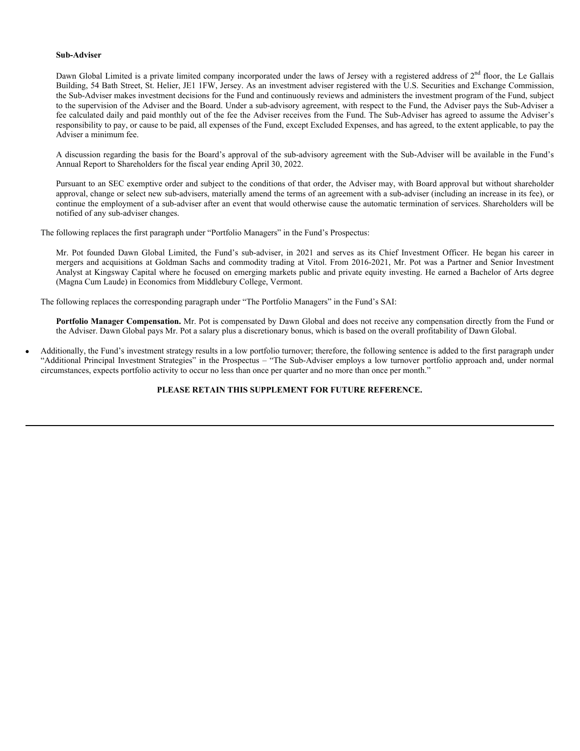**Sub-Adviser**

Dawn Global Limited is a private limited company incorporated under the laws of Jersey with a registered address of 2nd floor, the Le Gallais Building, 54 Bath Street, St. Helier, JE1 1FW, Jersey. As an investment adviser registered with the U.S. Securities and Exchange Commission, the Sub-Adviser makes investment decisions for the Fund and continuously reviews and administers the investment program of the Fund, subject to the supervision of the Adviser and the Board. Under a sub-advisory agreement, with respect to the Fund, the Adviser pays the Sub-Adviser a fee calculated daily and paid monthly out of the fee the Adviser receives from the Fund. The Sub-Adviser has agreed to assume the Adviser's responsibility to pay, or cause to be paid, all expenses of the Fund, except Excluded Expenses, and has agreed, to the extent applicable, to pay the Adviser a minimum fee.

A discussion regarding the basis for the Board's approval of the sub-advisory agreement with the Sub-Adviser will be available in the Fund's Annual Report to Shareholders for the fiscal year ending April 30, 2022.

Pursuant to an SEC exemptive order and subject to the conditions of that order, the Adviser may, with Board approval but without shareholder approval, change or select new sub-advisers, materially amend the terms of an agreement with a sub-adviser (including an increase in its fee), or continue the employment of a sub-adviser after an event that would otherwise cause the automatic termination of services. Shareholders will be notified of any sub-adviser changes.

The following replaces the first paragraph under "Portfolio Managers" in the Fund's Prospectus:

Mr. Pot founded Dawn Global Limited, the Fund's sub-adviser, in 2021 and serves as its Chief Investment Officer. He began his career in mergers and acquisitions at Goldman Sachs and commodity trading at Vitol. From 2016-2021, Mr. Pot was a Partner and Senior Investment Analyst at Kingsway Capital where he focused on emerging markets public and private equity investing. He earned a Bachelor of Arts degree (Magna Cum Laude) in Economics from Middlebury College, Vermont.

The following replaces the corresponding paragraph under "The Portfolio Managers" in the Fund's SAI:

**Portfolio Manager Compensation.** Mr. Pot is compensated by Dawn Global and does not receive any compensation directly from the Fund or the Adviser. Dawn Global pays Mr. Pot a salary plus a discretionary bonus, which is based on the overall profitability of Dawn Global.

- Additionally, the Fund's investment strategy results in a low portfolio turnover; therefore, the following sentence is added to the first paragraph under "Additional Principal Investment Strategies" in the Prospectus – "The Sub-Adviser employs a low turnover portfolio approach and, under normal circumstances, expects portfolio activity to occur no less than once per quarter and no more than once per month."

**PLEASE RETAIN THIS SUPPLEMENT FOR FUTURE REFERENCE.**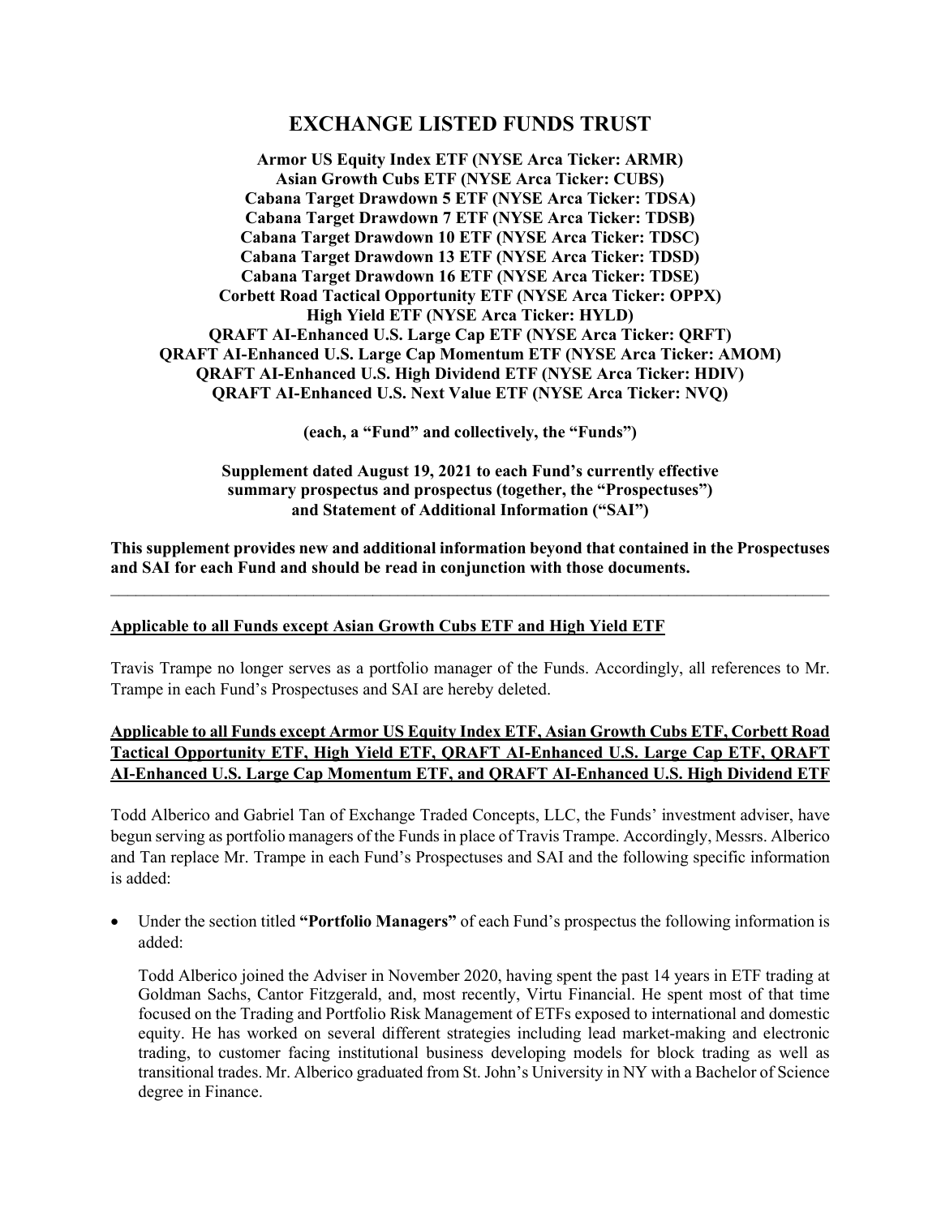# EXCHANGE LISTED FUNDS TRUST

**Armor US Equity Index ETF (NYSE Arca Ticker: ARMR)**
**Asian Growth Cubs ETF (NYSE Arca Ticker: CUBS)**
**Cabana Target Drawdown 5 ETF (NYSE Arca Ticker: TDSA)**
**Cabana Target Drawdown 7 ETF (NYSE Arca Ticker: TDSB)**
**Cabana Target Drawdown 10 ETF (NYSE Arca Ticker: TDSC)**
**Cabana Target Drawdown 13 ETF (NYSE Arca Ticker: TDSD)**
**Cabana Target Drawdown 16 ETF (NYSE Arca Ticker: TDSE)**
**Corbett Road Tactical Opportunity ETF (NYSE Arca Ticker: OPPX)**
**High Yield ETF (NYSE Arca Ticker: HYLD)**
**QRAFT AI-Enhanced U.S. Large Cap ETF (NYSE Arca Ticker: QRFT)**
**QRAFT AI-Enhanced U.S. Large Cap Momentum ETF (NYSE Arca Ticker: AMOM)**
**QRAFT AI-Enhanced U.S. High Dividend ETF (NYSE Arca Ticker: HDIV)**
**QRAFT AI-Enhanced U.S. Next Value ETF (NYSE Arca Ticker: NVQ)**

**(each, a "Fund" and collectively, the "Funds")**

**Supplement dated August 19, 2021 to each Fund's currently effective summary prospectus and prospectus (together, the "Prospectuses") and Statement of Additional Information ("SAI")**

**This supplement provides new and additional information beyond that contained in the Prospectuses and SAI for each Fund and should be read in conjunction with those documents.**

---

**Applicable to all Funds except Asian Growth Cubs ETF and High Yield ETF**

Travis Trampe no longer serves as a portfolio manager of the Funds. Accordingly, all references to Mr. Trampe in each Fund's Prospectuses and SAI are hereby deleted.

**Applicable to all Funds except Armor US Equity Index ETF, Asian Growth Cubs ETF, Corbett Road Tactical Opportunity ETF, High Yield ETF, QRAFT AI-Enhanced U.S. Large Cap ETF, QRAFT AI-Enhanced U.S. Large Cap Momentum ETF, and QRAFT AI-Enhanced U.S. High Dividend ETF**

Todd Alberico and Gabriel Tan of Exchange Traded Concepts, LLC, the Funds' investment adviser, have begun serving as portfolio managers of the Funds in place of Travis Trampe. Accordingly, Messrs. Alberico and Tan replace Mr. Trampe in each Fund's Prospectuses and SAI and the following specific information is added:

- Under the section titled **"Portfolio Managers"** of each Fund's prospectus the following information is added:

  Todd Alberico joined the Adviser in November 2020, having spent the past 14 years in ETF trading at Goldman Sachs, Cantor Fitzgerald, and, most recently, Virtu Financial. He spent most of that time focused on the Trading and Portfolio Risk Management of ETFs exposed to international and domestic equity. He has worked on several different strategies including lead market-making and electronic trading, to customer facing institutional business developing models for block trading as well as transitional trades. Mr. Alberico graduated from St. John's University in NY with a Bachelor of Science degree in Finance.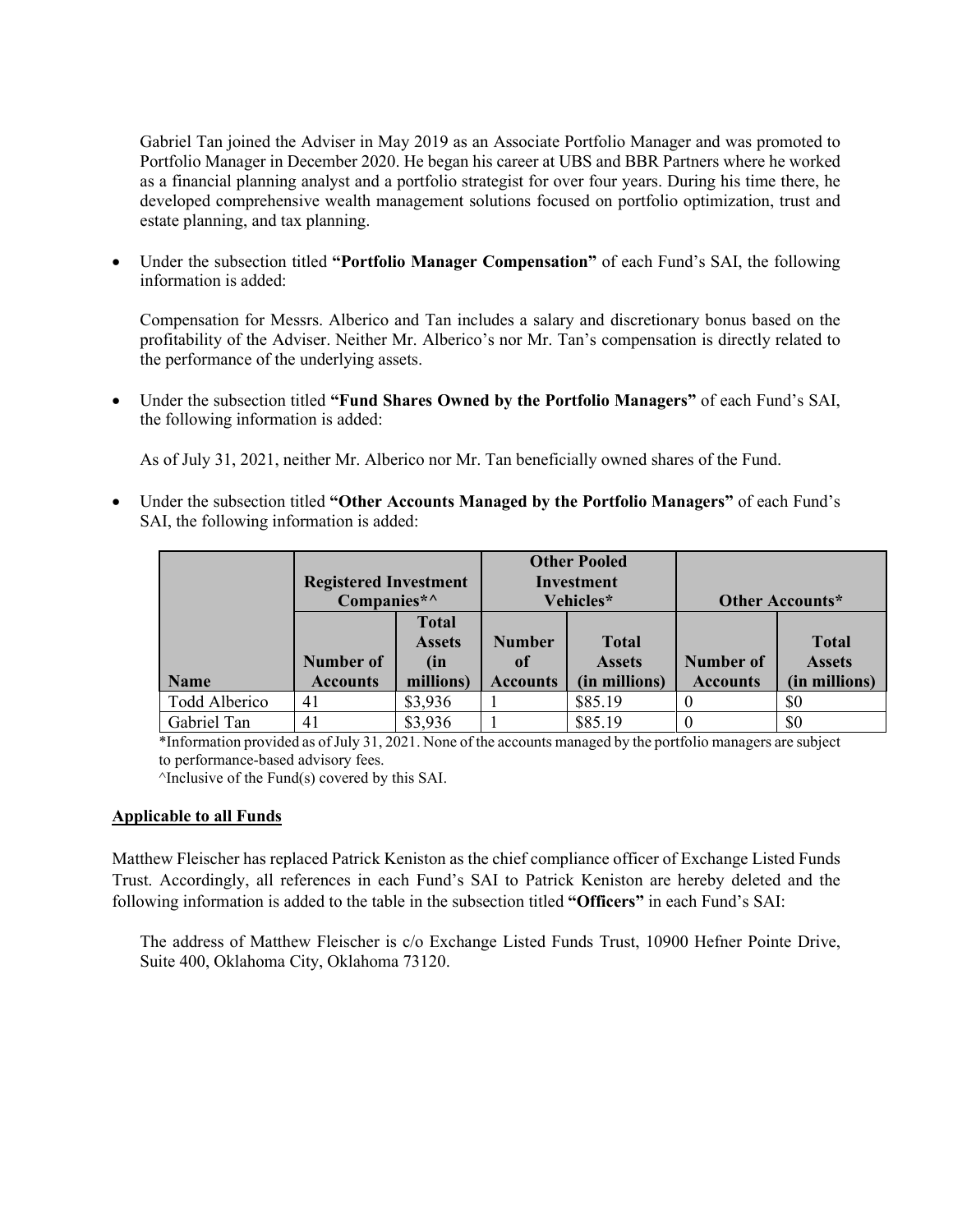Gabriel Tan joined the Adviser in May 2019 as an Associate Portfolio Manager and was promoted to Portfolio Manager in December 2020. He began his career at UBS and BBR Partners where he worked as a financial planning analyst and a portfolio strategist for over four years. During his time there, he developed comprehensive wealth management solutions focused on portfolio optimization, trust and estate planning, and tax planning.

- Under the subsection titled **"Portfolio Manager Compensation"** of each Fund's SAI, the following information is added:

  Compensation for Messrs. Alberico and Tan includes a salary and discretionary bonus based on the profitability of the Adviser. Neither Mr. Alberico's nor Mr. Tan's compensation is directly related to the performance of the underlying assets.

- Under the subsection titled **"Fund Shares Owned by the Portfolio Managers"** of each Fund's SAI, the following information is added:

  As of July 31, 2021, neither Mr. Alberico nor Mr. Tan beneficially owned shares of the Fund.

- Under the subsection titled **"Other Accounts Managed by the Portfolio Managers"** of each Fund's SAI, the following information is added:

| | **Registered Investment Companies*^** | | **Other Pooled Investment Vehicles*** | | **Other Accounts*** | |
|---|---|---|---|---|---|---|
| **Name** | **Number of Accounts** | **Total Assets (in millions)** | **Number of Accounts** | **Total Assets (in millions)** | **Number of Accounts** | **Total Assets (in millions)** |
| Todd Alberico | 41 | $3,936 | 1 | $85.19 | 0 | $0 |
| Gabriel Tan | 41 | $3,936 | 1 | $85.19 | 0 | $0 |

*Information provided as of July 31, 2021. None of the accounts managed by the portfolio managers are subject to performance-based advisory fees.

^Inclusive of the Fund(s) covered by this SAI.

**Applicable to all Funds**

Matthew Fleischer has replaced Patrick Keniston as the chief compliance officer of Exchange Listed Funds Trust. Accordingly, all references in each Fund's SAI to Patrick Keniston are hereby deleted and the following information is added to the table in the subsection titled **"Officers"** in each Fund's SAI:

The address of Matthew Fleischer is c/o Exchange Listed Funds Trust, 10900 Hefner Pointe Drive, Suite 400, Oklahoma City, Oklahoma 73120.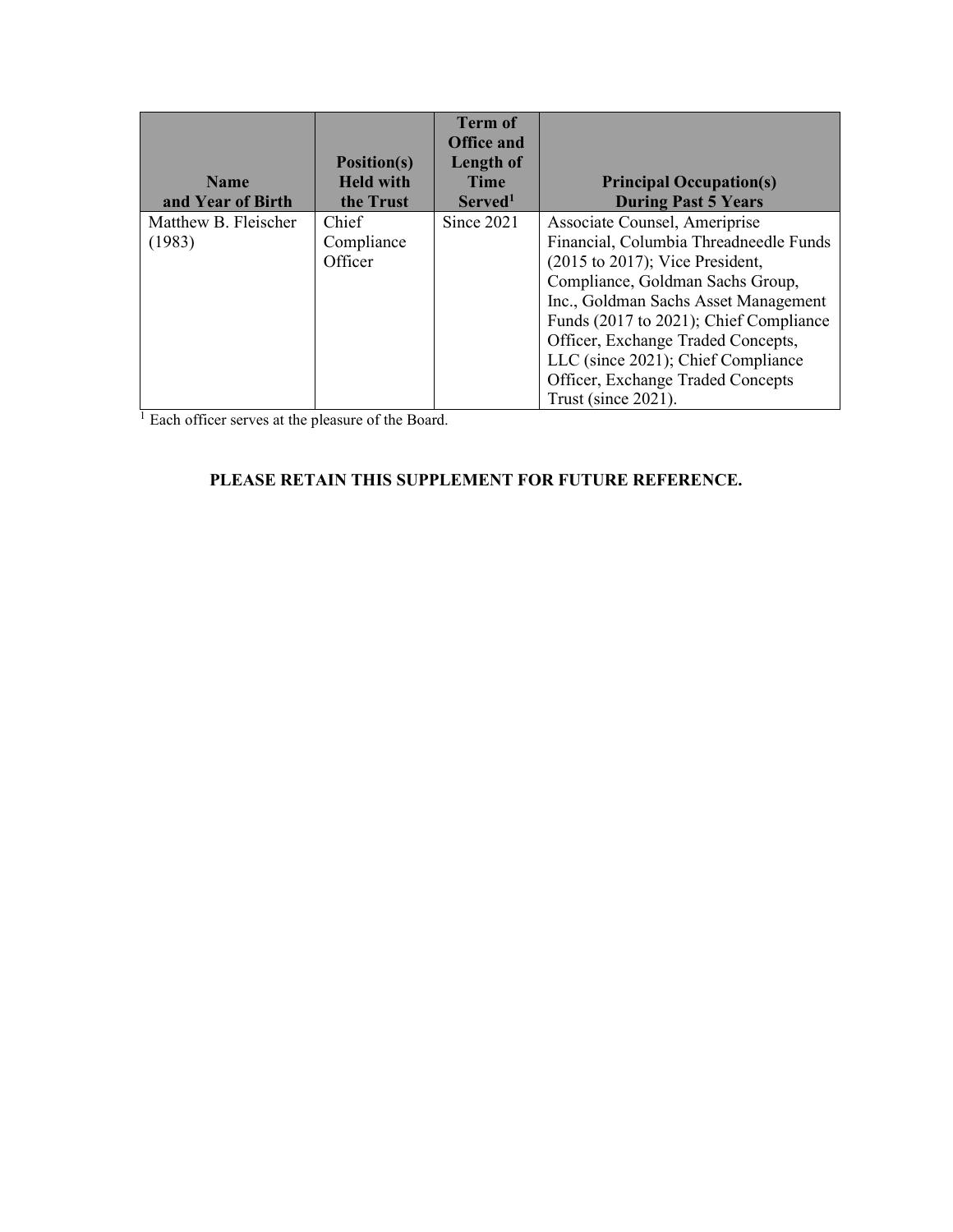| Name and Year of Birth | Position(s) Held with the Trust | Term of Office and Length of Time Served[1] | Principal Occupation(s) During Past 5 Years |
|---|---|---|---|
| Matthew B. Fleischer (1983) | Chief Compliance Officer | Since 2021 | Associate Counsel, Ameriprise Financial, Columbia Threadneedle Funds (2015 to 2017); Vice President, Compliance, Goldman Sachs Group, Inc., Goldman Sachs Asset Management Funds (2017 to 2021); Chief Compliance Officer, Exchange Traded Concepts, LLC (since 2021); Chief Compliance Officer, Exchange Traded Concepts Trust (since 2021). |

[1] Each officer serves at the pleasure of the Board.

**PLEASE RETAIN THIS SUPPLEMENT FOR FUTURE REFERENCE.**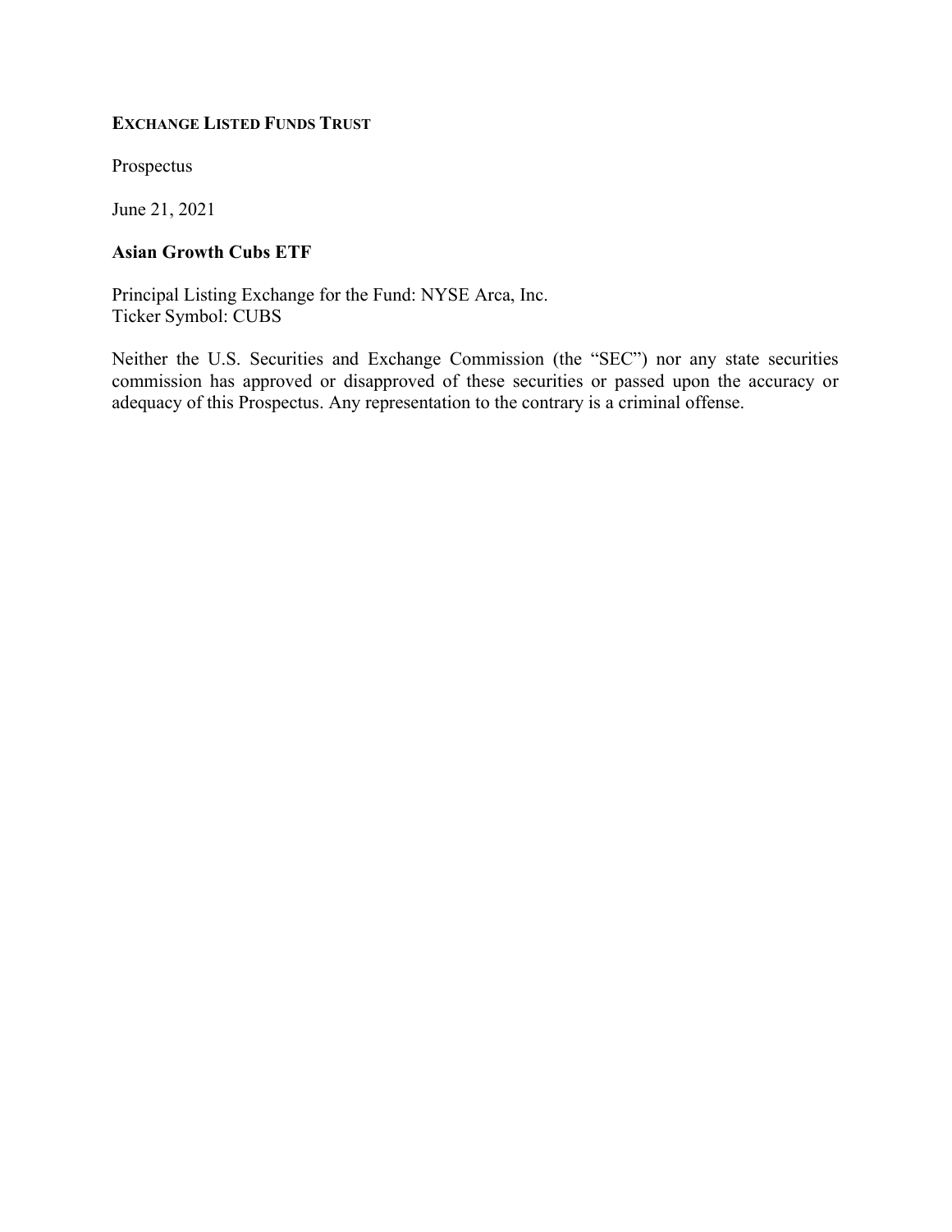**EXCHANGE LISTED FUNDS TRUST**

Prospectus

June 21, 2021

**Asian Growth Cubs ETF**

Principal Listing Exchange for the Fund: NYSE Arca, Inc.
Ticker Symbol: CUBS

Neither the U.S. Securities and Exchange Commission (the "SEC") nor any state securities commission has approved or disapproved of these securities or passed upon the accuracy or adequacy of this Prospectus. Any representation to the contrary is a criminal offense.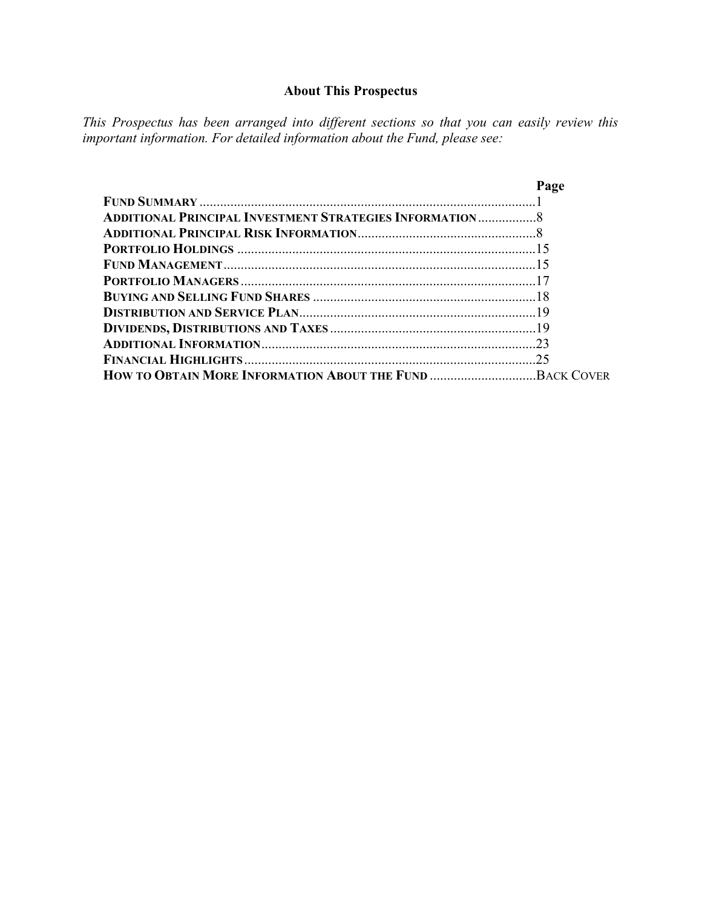## About This Prospectus

*This Prospectus has been arranged into different sections so that you can easily review this important information. For detailed information about the Fund, please see:*

| | Page |
|---|---|
| **FUND SUMMARY** | 1 |
| **ADDITIONAL PRINCIPAL INVESTMENT STRATEGIES INFORMATION** | 8 |
| **ADDITIONAL PRINCIPAL RISK INFORMATION** | 8 |
| **PORTFOLIO HOLDINGS** | 15 |
| **FUND MANAGEMENT** | 15 |
| **PORTFOLIO MANAGERS** | 17 |
| **BUYING AND SELLING FUND SHARES** | 18 |
| **DISTRIBUTION AND SERVICE PLAN** | 19 |
| **DIVIDENDS, DISTRIBUTIONS AND TAXES** | 19 |
| **ADDITIONAL INFORMATION** | 23 |
| **FINANCIAL HIGHLIGHTS** | 25 |
| **HOW TO OBTAIN MORE INFORMATION ABOUT THE FUND** | BACK COVER |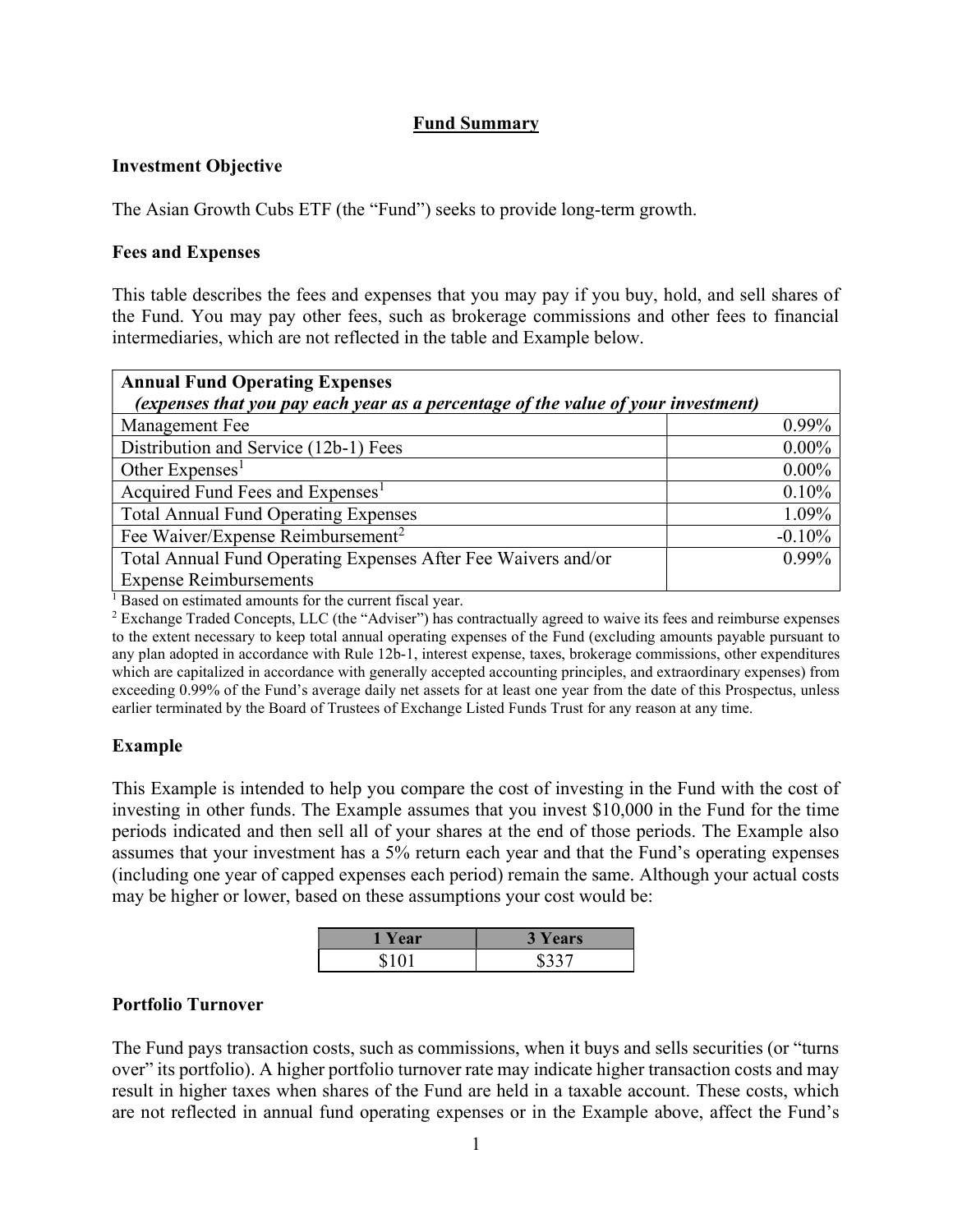## Fund Summary

### Investment Objective

The Asian Growth Cubs ETF (the "Fund") seeks to provide long-term growth.

### Fees and Expenses

This table describes the fees and expenses that you may pay if you buy, hold, and sell shares of the Fund. You may pay other fees, such as brokerage commissions and other fees to financial intermediaries, which are not reflected in the table and Example below.

| **Annual Fund Operating Expenses** *(expenses that you pay each year as a percentage of the value of your investment)* | |
|---|---|
| Management Fee | 0.99% |
| Distribution and Service (12b-1) Fees | 0.00% |
| Other Expenses[1] | 0.00% |
| Acquired Fund Fees and Expenses[1] | 0.10% |
| Total Annual Fund Operating Expenses | 1.09% |
| Fee Waiver/Expense Reimbursement[2] | -0.10% |
| Total Annual Fund Operating Expenses After Fee Waivers and/or Expense Reimbursements | 0.99% |

[1] Based on estimated amounts for the current fiscal year.

[2] Exchange Traded Concepts, LLC (the "Adviser") has contractually agreed to waive its fees and reimburse expenses to the extent necessary to keep total annual operating expenses of the Fund (excluding amounts payable pursuant to any plan adopted in accordance with Rule 12b-1, interest expense, taxes, brokerage commissions, other expenditures which are capitalized in accordance with generally accepted accounting principles, and extraordinary expenses) from exceeding 0.99% of the Fund's average daily net assets for at least one year from the date of this Prospectus, unless earlier terminated by the Board of Trustees of Exchange Listed Funds Trust for any reason at any time.

### Example

This Example is intended to help you compare the cost of investing in the Fund with the cost of investing in other funds. The Example assumes that you invest $10,000 in the Fund for the time periods indicated and then sell all of your shares at the end of those periods. The Example also assumes that your investment has a 5% return each year and that the Fund's operating expenses (including one year of capped expenses each period) remain the same. Although your actual costs may be higher or lower, based on these assumptions your cost would be:

| 1 Year | 3 Years |
|---|---|
| $101 | $337 |

### Portfolio Turnover

The Fund pays transaction costs, such as commissions, when it buys and sells securities (or "turns over" its portfolio). A higher portfolio turnover rate may indicate higher transaction costs and may result in higher taxes when shares of the Fund are held in a taxable account. These costs, which are not reflected in annual fund operating expenses or in the Example above, affect the Fund's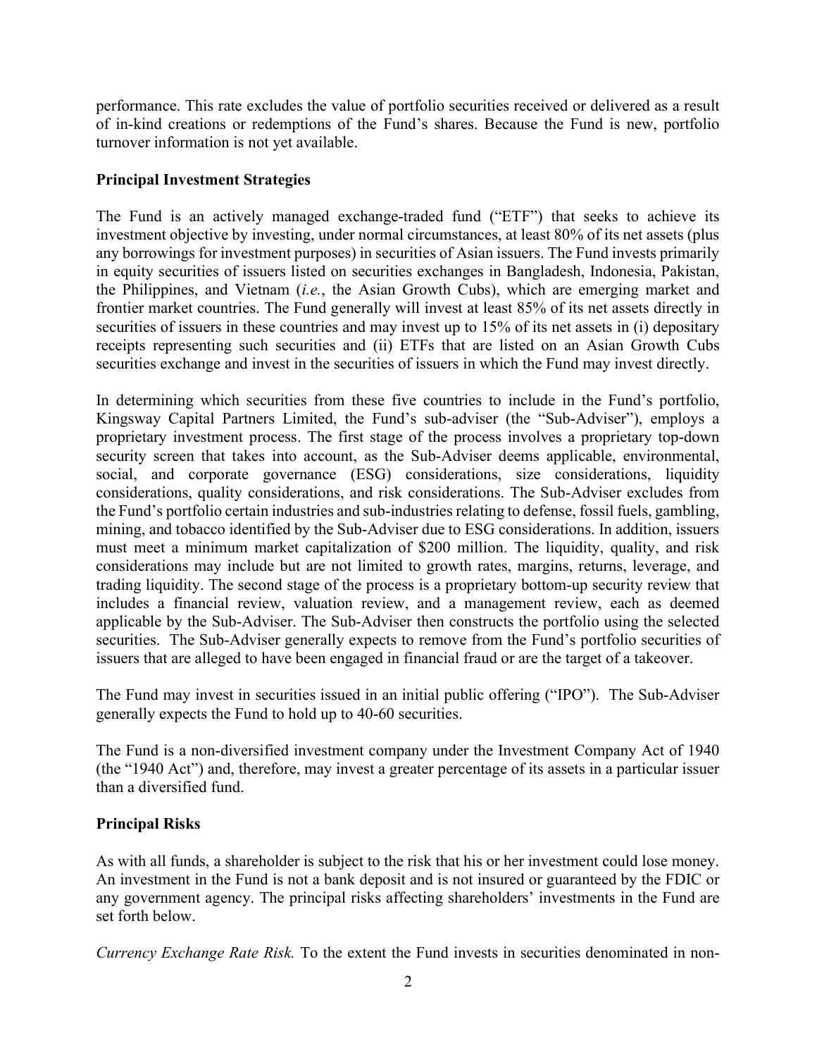performance. This rate excludes the value of portfolio securities received or delivered as a result of in-kind creations or redemptions of the Fund's shares. Because the Fund is new, portfolio turnover information is not yet available.

**Principal Investment Strategies**

The Fund is an actively managed exchange-traded fund ("ETF") that seeks to achieve its investment objective by investing, under normal circumstances, at least 80% of its net assets (plus any borrowings for investment purposes) in securities of Asian issuers. The Fund invests primarily in equity securities of issuers listed on securities exchanges in Bangladesh, Indonesia, Pakistan, the Philippines, and Vietnam (*i.e.*, the Asian Growth Cubs), which are emerging market and frontier market countries. The Fund generally will invest at least 85% of its net assets directly in securities of issuers in these countries and may invest up to 15% of its net assets in (i) depositary receipts representing such securities and (ii) ETFs that are listed on an Asian Growth Cubs securities exchange and invest in the securities of issuers in which the Fund may invest directly.

In determining which securities from these five countries to include in the Fund's portfolio, Kingsway Capital Partners Limited, the Fund's sub-adviser (the "Sub-Adviser"), employs a proprietary investment process. The first stage of the process involves a proprietary top-down security screen that takes into account, as the Sub-Adviser deems applicable, environmental, social, and corporate governance (ESG) considerations, size considerations, liquidity considerations, quality considerations, and risk considerations. The Sub-Adviser excludes from the Fund's portfolio certain industries and sub-industries relating to defense, fossil fuels, gambling, mining, and tobacco identified by the Sub-Adviser due to ESG considerations. In addition, issuers must meet a minimum market capitalization of $200 million. The liquidity, quality, and risk considerations may include but are not limited to growth rates, margins, returns, leverage, and trading liquidity. The second stage of the process is a proprietary bottom-up security review that includes a financial review, valuation review, and a management review, each as deemed applicable by the Sub-Adviser. The Sub-Adviser then constructs the portfolio using the selected securities. The Sub-Adviser generally expects to remove from the Fund's portfolio securities of issuers that are alleged to have been engaged in financial fraud or are the target of a takeover.

The Fund may invest in securities issued in an initial public offering ("IPO"). The Sub-Adviser generally expects the Fund to hold up to 40-60 securities.

The Fund is a non-diversified investment company under the Investment Company Act of 1940 (the "1940 Act") and, therefore, may invest a greater percentage of its assets in a particular issuer than a diversified fund.

**Principal Risks**

As with all funds, a shareholder is subject to the risk that his or her investment could lose money. An investment in the Fund is not a bank deposit and is not insured or guaranteed by the FDIC or any government agency. The principal risks affecting shareholders' investments in the Fund are set forth below.

*Currency Exchange Rate Risk.* To the extent the Fund invests in securities denominated in non-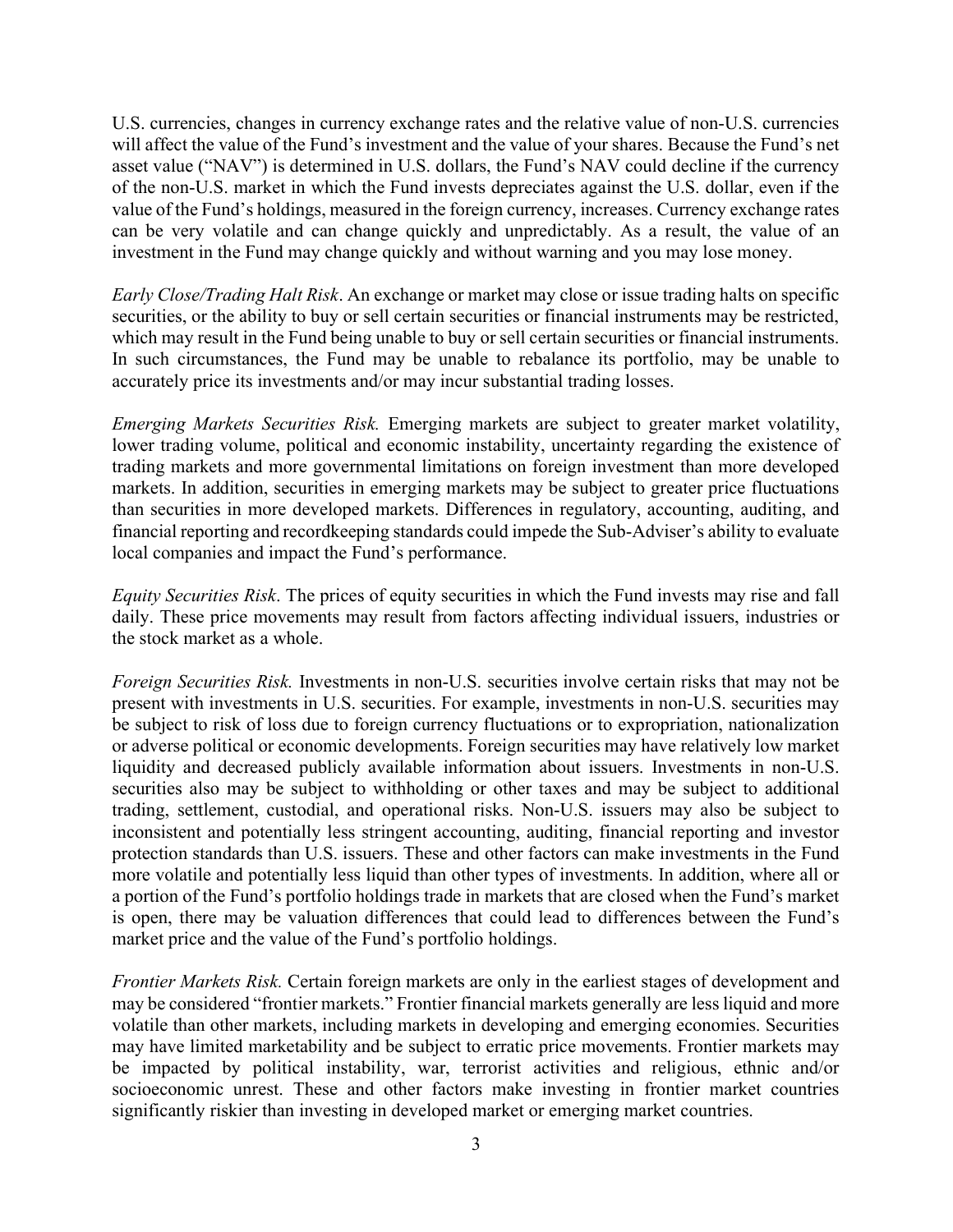U.S. currencies, changes in currency exchange rates and the relative value of non-U.S. currencies will affect the value of the Fund's investment and the value of your shares. Because the Fund's net asset value ("NAV") is determined in U.S. dollars, the Fund's NAV could decline if the currency of the non-U.S. market in which the Fund invests depreciates against the U.S. dollar, even if the value of the Fund's holdings, measured in the foreign currency, increases. Currency exchange rates can be very volatile and can change quickly and unpredictably. As a result, the value of an investment in the Fund may change quickly and without warning and you may lose money.

*Early Close/Trading Halt Risk*. An exchange or market may close or issue trading halts on specific securities, or the ability to buy or sell certain securities or financial instruments may be restricted, which may result in the Fund being unable to buy or sell certain securities or financial instruments. In such circumstances, the Fund may be unable to rebalance its portfolio, may be unable to accurately price its investments and/or may incur substantial trading losses.

*Emerging Markets Securities Risk.* Emerging markets are subject to greater market volatility, lower trading volume, political and economic instability, uncertainty regarding the existence of trading markets and more governmental limitations on foreign investment than more developed markets. In addition, securities in emerging markets may be subject to greater price fluctuations than securities in more developed markets. Differences in regulatory, accounting, auditing, and financial reporting and recordkeeping standards could impede the Sub-Adviser's ability to evaluate local companies and impact the Fund's performance.

*Equity Securities Risk*. The prices of equity securities in which the Fund invests may rise and fall daily. These price movements may result from factors affecting individual issuers, industries or the stock market as a whole.

*Foreign Securities Risk.* Investments in non-U.S. securities involve certain risks that may not be present with investments in U.S. securities. For example, investments in non-U.S. securities may be subject to risk of loss due to foreign currency fluctuations or to expropriation, nationalization or adverse political or economic developments. Foreign securities may have relatively low market liquidity and decreased publicly available information about issuers. Investments in non-U.S. securities also may be subject to withholding or other taxes and may be subject to additional trading, settlement, custodial, and operational risks. Non-U.S. issuers may also be subject to inconsistent and potentially less stringent accounting, auditing, financial reporting and investor protection standards than U.S. issuers. These and other factors can make investments in the Fund more volatile and potentially less liquid than other types of investments. In addition, where all or a portion of the Fund's portfolio holdings trade in markets that are closed when the Fund's market is open, there may be valuation differences that could lead to differences between the Fund's market price and the value of the Fund's portfolio holdings.

*Frontier Markets Risk.* Certain foreign markets are only in the earliest stages of development and may be considered "frontier markets." Frontier financial markets generally are less liquid and more volatile than other markets, including markets in developing and emerging economies. Securities may have limited marketability and be subject to erratic price movements. Frontier markets may be impacted by political instability, war, terrorist activities and religious, ethnic and/or socioeconomic unrest. These and other factors make investing in frontier market countries significantly riskier than investing in developed market or emerging market countries.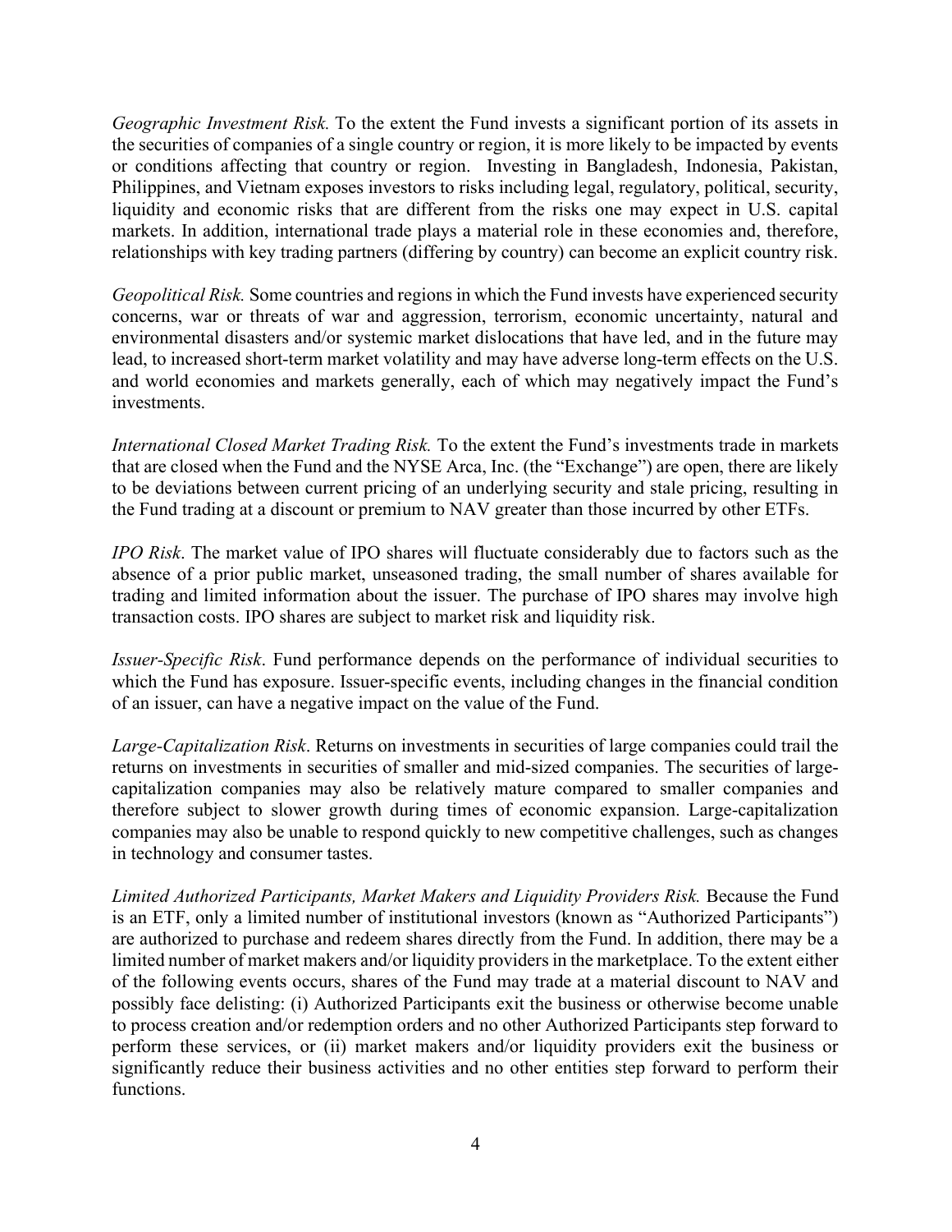*Geographic Investment Risk.* To the extent the Fund invests a significant portion of its assets in the securities of companies of a single country or region, it is more likely to be impacted by events or conditions affecting that country or region. Investing in Bangladesh, Indonesia, Pakistan, Philippines, and Vietnam exposes investors to risks including legal, regulatory, political, security, liquidity and economic risks that are different from the risks one may expect in U.S. capital markets. In addition, international trade plays a material role in these economies and, therefore, relationships with key trading partners (differing by country) can become an explicit country risk.

*Geopolitical Risk.* Some countries and regions in which the Fund invests have experienced security concerns, war or threats of war and aggression, terrorism, economic uncertainty, natural and environmental disasters and/or systemic market dislocations that have led, and in the future may lead, to increased short-term market volatility and may have adverse long-term effects on the U.S. and world economies and markets generally, each of which may negatively impact the Fund's investments.

*International Closed Market Trading Risk.* To the extent the Fund's investments trade in markets that are closed when the Fund and the NYSE Arca, Inc. (the "Exchange") are open, there are likely to be deviations between current pricing of an underlying security and stale pricing, resulting in the Fund trading at a discount or premium to NAV greater than those incurred by other ETFs.

*IPO Risk*. The market value of IPO shares will fluctuate considerably due to factors such as the absence of a prior public market, unseasoned trading, the small number of shares available for trading and limited information about the issuer. The purchase of IPO shares may involve high transaction costs. IPO shares are subject to market risk and liquidity risk.

*Issuer-Specific Risk*. Fund performance depends on the performance of individual securities to which the Fund has exposure. Issuer-specific events, including changes in the financial condition of an issuer, can have a negative impact on the value of the Fund.

*Large-Capitalization Risk*. Returns on investments in securities of large companies could trail the returns on investments in securities of smaller and mid-sized companies. The securities of large-capitalization companies may also be relatively mature compared to smaller companies and therefore subject to slower growth during times of economic expansion. Large-capitalization companies may also be unable to respond quickly to new competitive challenges, such as changes in technology and consumer tastes.

*Limited Authorized Participants, Market Makers and Liquidity Providers Risk.* Because the Fund is an ETF, only a limited number of institutional investors (known as "Authorized Participants") are authorized to purchase and redeem shares directly from the Fund. In addition, there may be a limited number of market makers and/or liquidity providers in the marketplace. To the extent either of the following events occurs, shares of the Fund may trade at a material discount to NAV and possibly face delisting: (i) Authorized Participants exit the business or otherwise become unable to process creation and/or redemption orders and no other Authorized Participants step forward to perform these services, or (ii) market makers and/or liquidity providers exit the business or significantly reduce their business activities and no other entities step forward to perform their functions.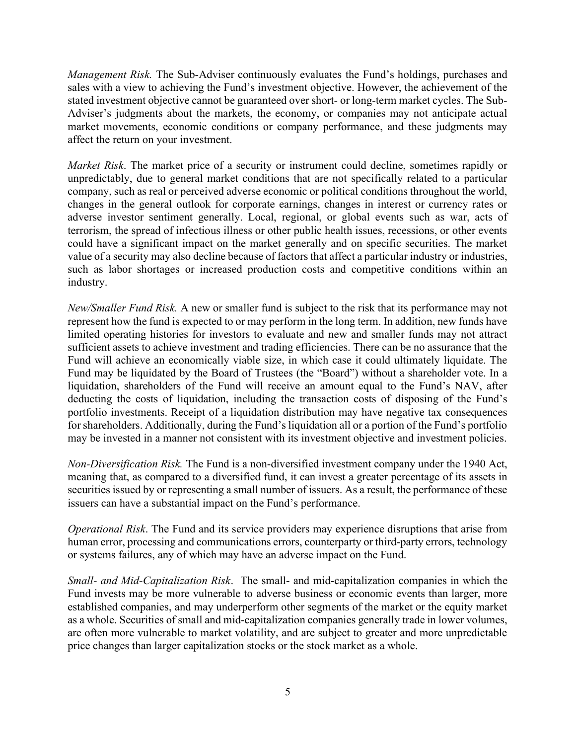*Management Risk.* The Sub-Adviser continuously evaluates the Fund's holdings, purchases and sales with a view to achieving the Fund's investment objective. However, the achievement of the stated investment objective cannot be guaranteed over short- or long-term market cycles. The Sub-Adviser's judgments about the markets, the economy, or companies may not anticipate actual market movements, economic conditions or company performance, and these judgments may affect the return on your investment.

*Market Risk*. The market price of a security or instrument could decline, sometimes rapidly or unpredictably, due to general market conditions that are not specifically related to a particular company, such as real or perceived adverse economic or political conditions throughout the world, changes in the general outlook for corporate earnings, changes in interest or currency rates or adverse investor sentiment generally. Local, regional, or global events such as war, acts of terrorism, the spread of infectious illness or other public health issues, recessions, or other events could have a significant impact on the market generally and on specific securities. The market value of a security may also decline because of factors that affect a particular industry or industries, such as labor shortages or increased production costs and competitive conditions within an industry.

*New/Smaller Fund Risk.* A new or smaller fund is subject to the risk that its performance may not represent how the fund is expected to or may perform in the long term. In addition, new funds have limited operating histories for investors to evaluate and new and smaller funds may not attract sufficient assets to achieve investment and trading efficiencies. There can be no assurance that the Fund will achieve an economically viable size, in which case it could ultimately liquidate. The Fund may be liquidated by the Board of Trustees (the "Board") without a shareholder vote. In a liquidation, shareholders of the Fund will receive an amount equal to the Fund's NAV, after deducting the costs of liquidation, including the transaction costs of disposing of the Fund's portfolio investments. Receipt of a liquidation distribution may have negative tax consequences for shareholders. Additionally, during the Fund's liquidation all or a portion of the Fund's portfolio may be invested in a manner not consistent with its investment objective and investment policies.

*Non-Diversification Risk.* The Fund is a non-diversified investment company under the 1940 Act, meaning that, as compared to a diversified fund, it can invest a greater percentage of its assets in securities issued by or representing a small number of issuers. As a result, the performance of these issuers can have a substantial impact on the Fund's performance.

*Operational Risk*. The Fund and its service providers may experience disruptions that arise from human error, processing and communications errors, counterparty or third-party errors, technology or systems failures, any of which may have an adverse impact on the Fund.

*Small- and Mid-Capitalization Risk*. The small- and mid-capitalization companies in which the Fund invests may be more vulnerable to adverse business or economic events than larger, more established companies, and may underperform other segments of the market or the equity market as a whole. Securities of small and mid-capitalization companies generally trade in lower volumes, are often more vulnerable to market volatility, and are subject to greater and more unpredictable price changes than larger capitalization stocks or the stock market as a whole.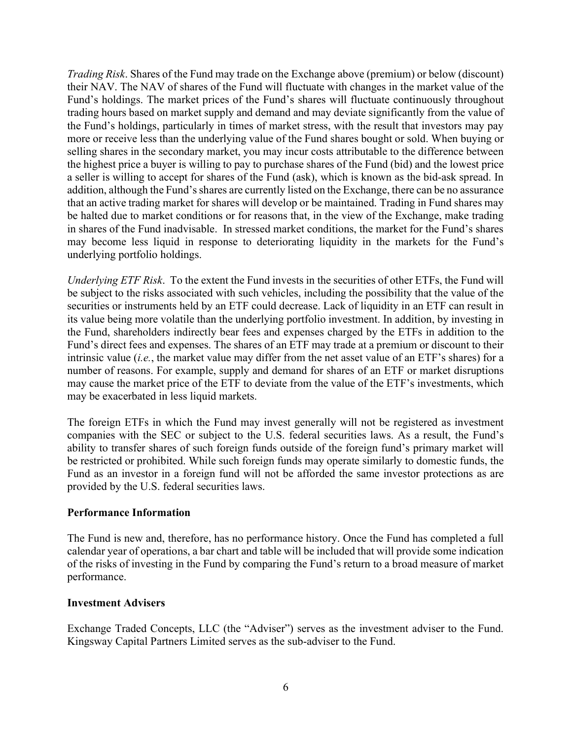*Trading Risk*. Shares of the Fund may trade on the Exchange above (premium) or below (discount) their NAV. The NAV of shares of the Fund will fluctuate with changes in the market value of the Fund's holdings. The market prices of the Fund's shares will fluctuate continuously throughout trading hours based on market supply and demand and may deviate significantly from the value of the Fund's holdings, particularly in times of market stress, with the result that investors may pay more or receive less than the underlying value of the Fund shares bought or sold. When buying or selling shares in the secondary market, you may incur costs attributable to the difference between the highest price a buyer is willing to pay to purchase shares of the Fund (bid) and the lowest price a seller is willing to accept for shares of the Fund (ask), which is known as the bid-ask spread. In addition, although the Fund's shares are currently listed on the Exchange, there can be no assurance that an active trading market for shares will develop or be maintained. Trading in Fund shares may be halted due to market conditions or for reasons that, in the view of the Exchange, make trading in shares of the Fund inadvisable. In stressed market conditions, the market for the Fund's shares may become less liquid in response to deteriorating liquidity in the markets for the Fund's underlying portfolio holdings.

*Underlying ETF Risk*. To the extent the Fund invests in the securities of other ETFs, the Fund will be subject to the risks associated with such vehicles, including the possibility that the value of the securities or instruments held by an ETF could decrease. Lack of liquidity in an ETF can result in its value being more volatile than the underlying portfolio investment. In addition, by investing in the Fund, shareholders indirectly bear fees and expenses charged by the ETFs in addition to the Fund's direct fees and expenses. The shares of an ETF may trade at a premium or discount to their intrinsic value (*i.e.*, the market value may differ from the net asset value of an ETF's shares) for a number of reasons. For example, supply and demand for shares of an ETF or market disruptions may cause the market price of the ETF to deviate from the value of the ETF's investments, which may be exacerbated in less liquid markets.

The foreign ETFs in which the Fund may invest generally will not be registered as investment companies with the SEC or subject to the U.S. federal securities laws. As a result, the Fund's ability to transfer shares of such foreign funds outside of the foreign fund's primary market will be restricted or prohibited. While such foreign funds may operate similarly to domestic funds, the Fund as an investor in a foreign fund will not be afforded the same investor protections as are provided by the U.S. federal securities laws.

**Performance Information**

The Fund is new and, therefore, has no performance history. Once the Fund has completed a full calendar year of operations, a bar chart and table will be included that will provide some indication of the risks of investing in the Fund by comparing the Fund's return to a broad measure of market performance.

**Investment Advisers**

Exchange Traded Concepts, LLC (the "Adviser") serves as the investment adviser to the Fund. Kingsway Capital Partners Limited serves as the sub-adviser to the Fund.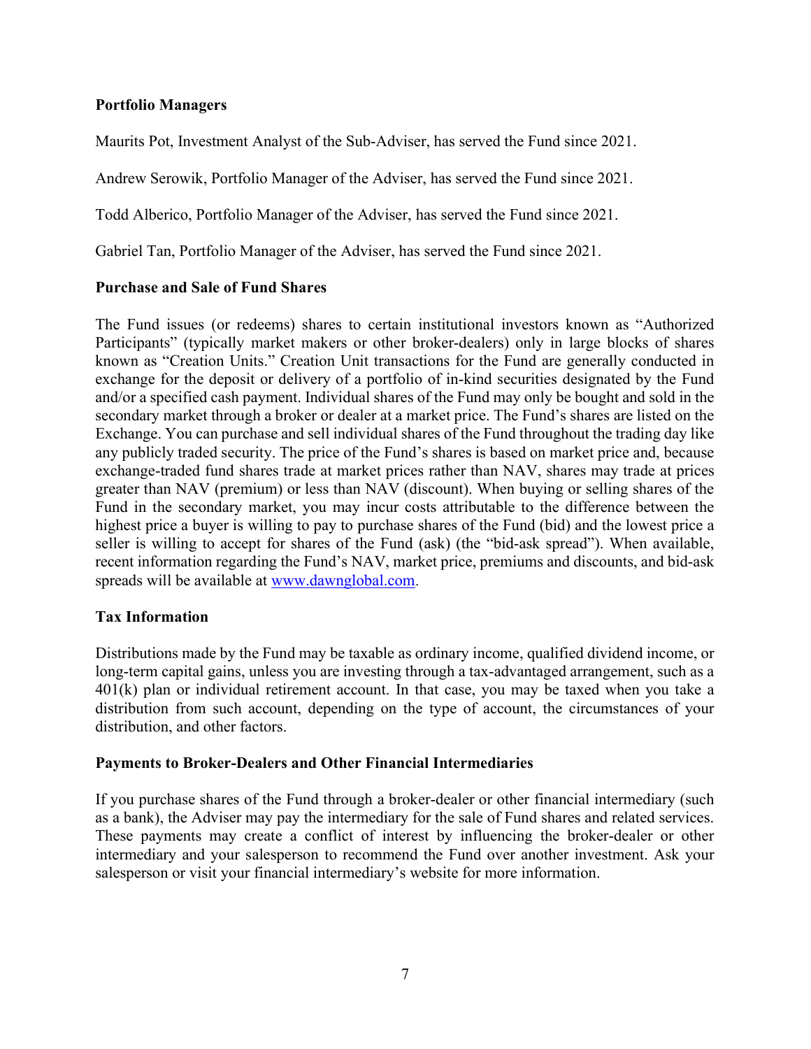**Portfolio Managers**

Maurits Pot, Investment Analyst of the Sub-Adviser, has served the Fund since 2021.

Andrew Serowik, Portfolio Manager of the Adviser, has served the Fund since 2021.

Todd Alberico, Portfolio Manager of the Adviser, has served the Fund since 2021.

Gabriel Tan, Portfolio Manager of the Adviser, has served the Fund since 2021.

**Purchase and Sale of Fund Shares**

The Fund issues (or redeems) shares to certain institutional investors known as "Authorized Participants" (typically market makers or other broker-dealers) only in large blocks of shares known as "Creation Units." Creation Unit transactions for the Fund are generally conducted in exchange for the deposit or delivery of a portfolio of in-kind securities designated by the Fund and/or a specified cash payment. Individual shares of the Fund may only be bought and sold in the secondary market through a broker or dealer at a market price. The Fund's shares are listed on the Exchange. You can purchase and sell individual shares of the Fund throughout the trading day like any publicly traded security. The price of the Fund's shares is based on market price and, because exchange-traded fund shares trade at market prices rather than NAV, shares may trade at prices greater than NAV (premium) or less than NAV (discount). When buying or selling shares of the Fund in the secondary market, you may incur costs attributable to the difference between the highest price a buyer is willing to pay to purchase shares of the Fund (bid) and the lowest price a seller is willing to accept for shares of the Fund (ask) (the "bid-ask spread"). When available, recent information regarding the Fund's NAV, market price, premiums and discounts, and bid-ask spreads will be available at www.dawnglobal.com.

**Tax Information**

Distributions made by the Fund may be taxable as ordinary income, qualified dividend income, or long-term capital gains, unless you are investing through a tax-advantaged arrangement, such as a 401(k) plan or individual retirement account. In that case, you may be taxed when you take a distribution from such account, depending on the type of account, the circumstances of your distribution, and other factors.

**Payments to Broker-Dealers and Other Financial Intermediaries**

If you purchase shares of the Fund through a broker-dealer or other financial intermediary (such as a bank), the Adviser may pay the intermediary for the sale of Fund shares and related services. These payments may create a conflict of interest by influencing the broker-dealer or other intermediary and your salesperson to recommend the Fund over another investment. Ask your salesperson or visit your financial intermediary's website for more information.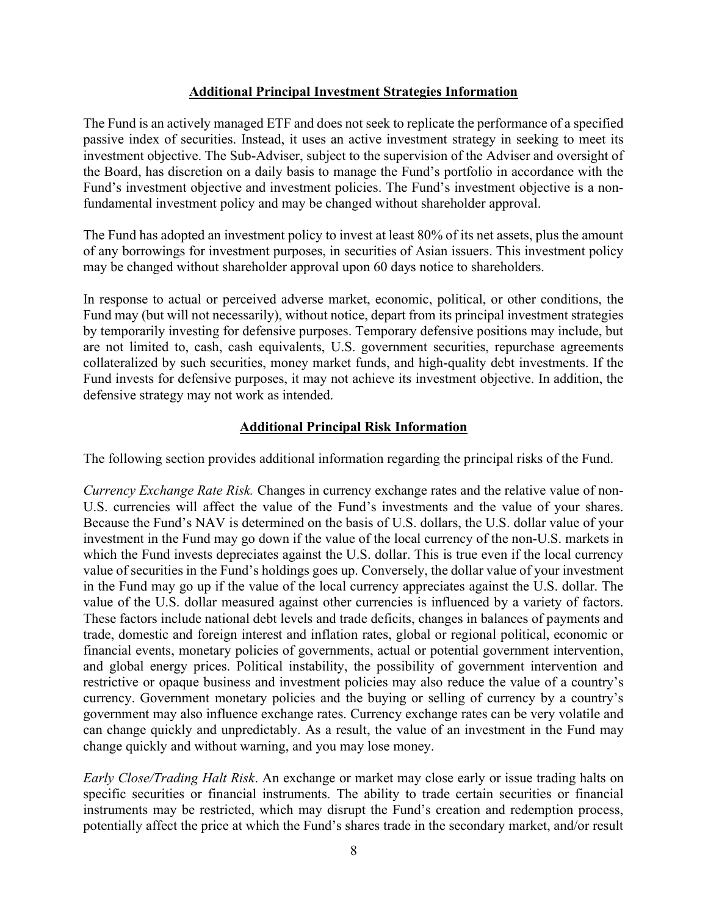## Additional Principal Investment Strategies Information

The Fund is an actively managed ETF and does not seek to replicate the performance of a specified passive index of securities. Instead, it uses an active investment strategy in seeking to meet its investment objective. The Sub-Adviser, subject to the supervision of the Adviser and oversight of the Board, has discretion on a daily basis to manage the Fund's portfolio in accordance with the Fund's investment objective and investment policies. The Fund's investment objective is a non-fundamental investment policy and may be changed without shareholder approval.

The Fund has adopted an investment policy to invest at least 80% of its net assets, plus the amount of any borrowings for investment purposes, in securities of Asian issuers. This investment policy may be changed without shareholder approval upon 60 days notice to shareholders.

In response to actual or perceived adverse market, economic, political, or other conditions, the Fund may (but will not necessarily), without notice, depart from its principal investment strategies by temporarily investing for defensive purposes. Temporary defensive positions may include, but are not limited to, cash, cash equivalents, U.S. government securities, repurchase agreements collateralized by such securities, money market funds, and high-quality debt investments. If the Fund invests for defensive purposes, it may not achieve its investment objective. In addition, the defensive strategy may not work as intended.

## Additional Principal Risk Information

The following section provides additional information regarding the principal risks of the Fund.

*Currency Exchange Rate Risk.* Changes in currency exchange rates and the relative value of non-U.S. currencies will affect the value of the Fund's investments and the value of your shares. Because the Fund's NAV is determined on the basis of U.S. dollars, the U.S. dollar value of your investment in the Fund may go down if the value of the local currency of the non-U.S. markets in which the Fund invests depreciates against the U.S. dollar. This is true even if the local currency value of securities in the Fund's holdings goes up. Conversely, the dollar value of your investment in the Fund may go up if the value of the local currency appreciates against the U.S. dollar. The value of the U.S. dollar measured against other currencies is influenced by a variety of factors. These factors include national debt levels and trade deficits, changes in balances of payments and trade, domestic and foreign interest and inflation rates, global or regional political, economic or financial events, monetary policies of governments, actual or potential government intervention, and global energy prices. Political instability, the possibility of government intervention and restrictive or opaque business and investment policies may also reduce the value of a country's currency. Government monetary policies and the buying or selling of currency by a country's government may also influence exchange rates. Currency exchange rates can be very volatile and can change quickly and unpredictably. As a result, the value of an investment in the Fund may change quickly and without warning, and you may lose money.

*Early Close/Trading Halt Risk*. An exchange or market may close early or issue trading halts on specific securities or financial instruments. The ability to trade certain securities or financial instruments may be restricted, which may disrupt the Fund's creation and redemption process, potentially affect the price at which the Fund's shares trade in the secondary market, and/or result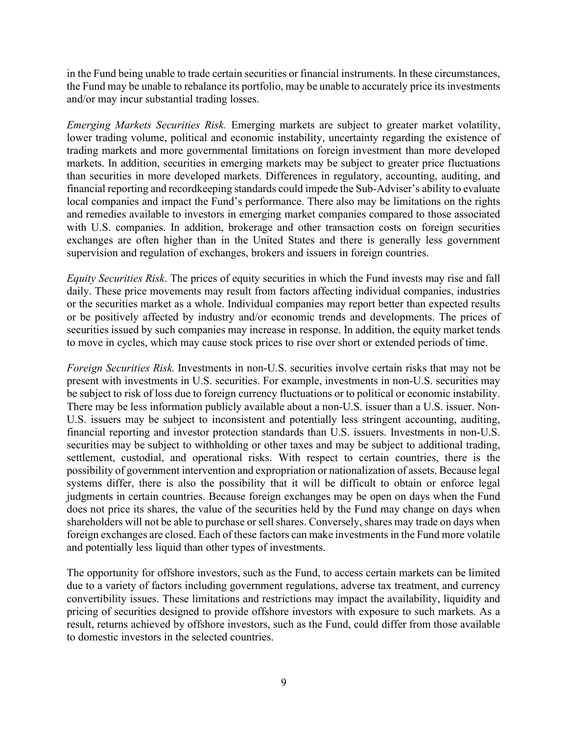in the Fund being unable to trade certain securities or financial instruments. In these circumstances, the Fund may be unable to rebalance its portfolio, may be unable to accurately price its investments and/or may incur substantial trading losses.

*Emerging Markets Securities Risk.* Emerging markets are subject to greater market volatility, lower trading volume, political and economic instability, uncertainty regarding the existence of trading markets and more governmental limitations on foreign investment than more developed markets. In addition, securities in emerging markets may be subject to greater price fluctuations than securities in more developed markets. Differences in regulatory, accounting, auditing, and financial reporting and recordkeeping standards could impede the Sub-Adviser's ability to evaluate local companies and impact the Fund's performance. There also may be limitations on the rights and remedies available to investors in emerging market companies compared to those associated with U.S. companies. In addition, brokerage and other transaction costs on foreign securities exchanges are often higher than in the United States and there is generally less government supervision and regulation of exchanges, brokers and issuers in foreign countries.

*Equity Securities Risk*. The prices of equity securities in which the Fund invests may rise and fall daily. These price movements may result from factors affecting individual companies, industries or the securities market as a whole. Individual companies may report better than expected results or be positively affected by industry and/or economic trends and developments. The prices of securities issued by such companies may increase in response. In addition, the equity market tends to move in cycles, which may cause stock prices to rise over short or extended periods of time.

*Foreign Securities Risk.* Investments in non-U.S. securities involve certain risks that may not be present with investments in U.S. securities. For example, investments in non-U.S. securities may be subject to risk of loss due to foreign currency fluctuations or to political or economic instability. There may be less information publicly available about a non-U.S. issuer than a U.S. issuer. Non-U.S. issuers may be subject to inconsistent and potentially less stringent accounting, auditing, financial reporting and investor protection standards than U.S. issuers. Investments in non-U.S. securities may be subject to withholding or other taxes and may be subject to additional trading, settlement, custodial, and operational risks. With respect to certain countries, there is the possibility of government intervention and expropriation or nationalization of assets. Because legal systems differ, there is also the possibility that it will be difficult to obtain or enforce legal judgments in certain countries. Because foreign exchanges may be open on days when the Fund does not price its shares, the value of the securities held by the Fund may change on days when shareholders will not be able to purchase or sell shares. Conversely, shares may trade on days when foreign exchanges are closed. Each of these factors can make investments in the Fund more volatile and potentially less liquid than other types of investments.

The opportunity for offshore investors, such as the Fund, to access certain markets can be limited due to a variety of factors including government regulations, adverse tax treatment, and currency convertibility issues. These limitations and restrictions may impact the availability, liquidity and pricing of securities designed to provide offshore investors with exposure to such markets. As a result, returns achieved by offshore investors, such as the Fund, could differ from those available to domestic investors in the selected countries.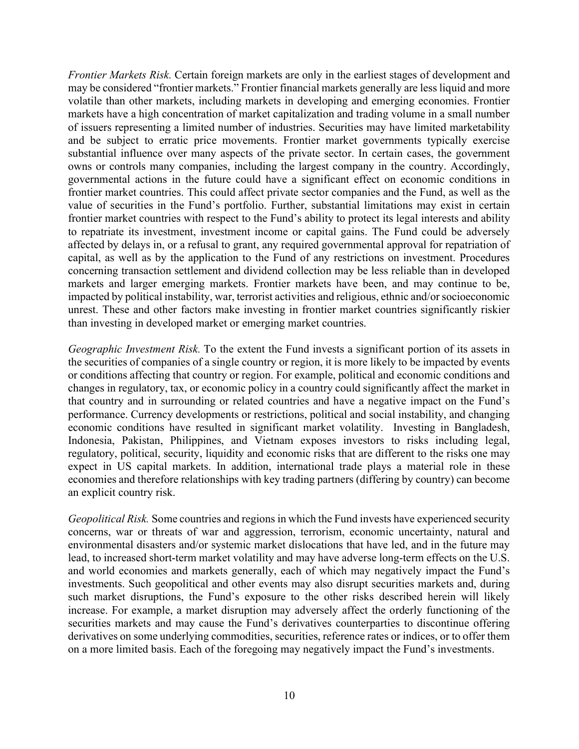*Frontier Markets Risk.* Certain foreign markets are only in the earliest stages of development and may be considered "frontier markets." Frontier financial markets generally are less liquid and more volatile than other markets, including markets in developing and emerging economies. Frontier markets have a high concentration of market capitalization and trading volume in a small number of issuers representing a limited number of industries. Securities may have limited marketability and be subject to erratic price movements. Frontier market governments typically exercise substantial influence over many aspects of the private sector. In certain cases, the government owns or controls many companies, including the largest company in the country. Accordingly, governmental actions in the future could have a significant effect on economic conditions in frontier market countries. This could affect private sector companies and the Fund, as well as the value of securities in the Fund's portfolio. Further, substantial limitations may exist in certain frontier market countries with respect to the Fund's ability to protect its legal interests and ability to repatriate its investment, investment income or capital gains. The Fund could be adversely affected by delays in, or a refusal to grant, any required governmental approval for repatriation of capital, as well as by the application to the Fund of any restrictions on investment. Procedures concerning transaction settlement and dividend collection may be less reliable than in developed markets and larger emerging markets. Frontier markets have been, and may continue to be, impacted by political instability, war, terrorist activities and religious, ethnic and/or socioeconomic unrest. These and other factors make investing in frontier market countries significantly riskier than investing in developed market or emerging market countries.

*Geographic Investment Risk.* To the extent the Fund invests a significant portion of its assets in the securities of companies of a single country or region, it is more likely to be impacted by events or conditions affecting that country or region. For example, political and economic conditions and changes in regulatory, tax, or economic policy in a country could significantly affect the market in that country and in surrounding or related countries and have a negative impact on the Fund's performance. Currency developments or restrictions, political and social instability, and changing economic conditions have resulted in significant market volatility. Investing in Bangladesh, Indonesia, Pakistan, Philippines, and Vietnam exposes investors to risks including legal, regulatory, political, security, liquidity and economic risks that are different to the risks one may expect in US capital markets. In addition, international trade plays a material role in these economies and therefore relationships with key trading partners (differing by country) can become an explicit country risk.

*Geopolitical Risk.* Some countries and regions in which the Fund invests have experienced security concerns, war or threats of war and aggression, terrorism, economic uncertainty, natural and environmental disasters and/or systemic market dislocations that have led, and in the future may lead, to increased short-term market volatility and may have adverse long-term effects on the U.S. and world economies and markets generally, each of which may negatively impact the Fund's investments. Such geopolitical and other events may also disrupt securities markets and, during such market disruptions, the Fund's exposure to the other risks described herein will likely increase. For example, a market disruption may adversely affect the orderly functioning of the securities markets and may cause the Fund's derivatives counterparties to discontinue offering derivatives on some underlying commodities, securities, reference rates or indices, or to offer them on a more limited basis. Each of the foregoing may negatively impact the Fund's investments.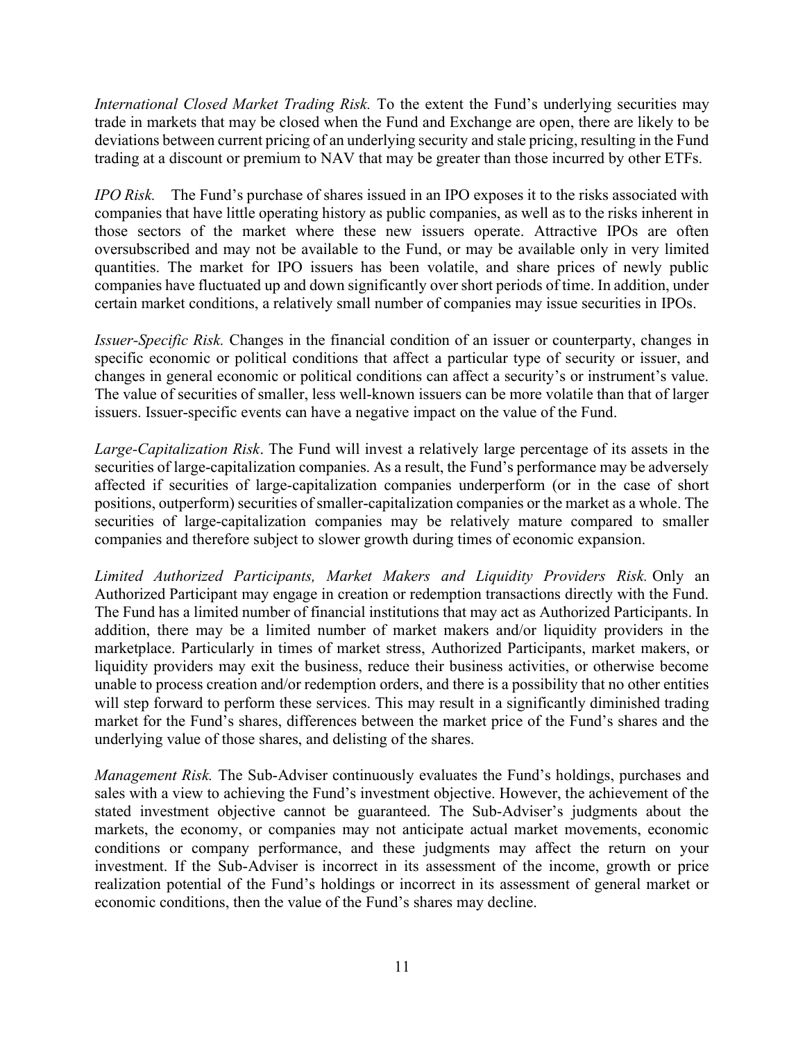*International Closed Market Trading Risk.* To the extent the Fund's underlying securities may trade in markets that may be closed when the Fund and Exchange are open, there are likely to be deviations between current pricing of an underlying security and stale pricing, resulting in the Fund trading at a discount or premium to NAV that may be greater than those incurred by other ETFs.

*IPO Risk.* The Fund's purchase of shares issued in an IPO exposes it to the risks associated with companies that have little operating history as public companies, as well as to the risks inherent in those sectors of the market where these new issuers operate. Attractive IPOs are often oversubscribed and may not be available to the Fund, or may be available only in very limited quantities. The market for IPO issuers has been volatile, and share prices of newly public companies have fluctuated up and down significantly over short periods of time. In addition, under certain market conditions, a relatively small number of companies may issue securities in IPOs.

*Issuer-Specific Risk.* Changes in the financial condition of an issuer or counterparty, changes in specific economic or political conditions that affect a particular type of security or issuer, and changes in general economic or political conditions can affect a security's or instrument's value. The value of securities of smaller, less well-known issuers can be more volatile than that of larger issuers. Issuer-specific events can have a negative impact on the value of the Fund.

*Large-Capitalization Risk*. The Fund will invest a relatively large percentage of its assets in the securities of large-capitalization companies. As a result, the Fund's performance may be adversely affected if securities of large-capitalization companies underperform (or in the case of short positions, outperform) securities of smaller-capitalization companies or the market as a whole. The securities of large-capitalization companies may be relatively mature compared to smaller companies and therefore subject to slower growth during times of economic expansion.

*Limited Authorized Participants, Market Makers and Liquidity Providers Risk.* Only an Authorized Participant may engage in creation or redemption transactions directly with the Fund. The Fund has a limited number of financial institutions that may act as Authorized Participants. In addition, there may be a limited number of market makers and/or liquidity providers in the marketplace. Particularly in times of market stress, Authorized Participants, market makers, or liquidity providers may exit the business, reduce their business activities, or otherwise become unable to process creation and/or redemption orders, and there is a possibility that no other entities will step forward to perform these services. This may result in a significantly diminished trading market for the Fund's shares, differences between the market price of the Fund's shares and the underlying value of those shares, and delisting of the shares.

*Management Risk.* The Sub-Adviser continuously evaluates the Fund's holdings, purchases and sales with a view to achieving the Fund's investment objective. However, the achievement of the stated investment objective cannot be guaranteed. The Sub-Adviser's judgments about the markets, the economy, or companies may not anticipate actual market movements, economic conditions or company performance, and these judgments may affect the return on your investment. If the Sub-Adviser is incorrect in its assessment of the income, growth or price realization potential of the Fund's holdings or incorrect in its assessment of general market or economic conditions, then the value of the Fund's shares may decline.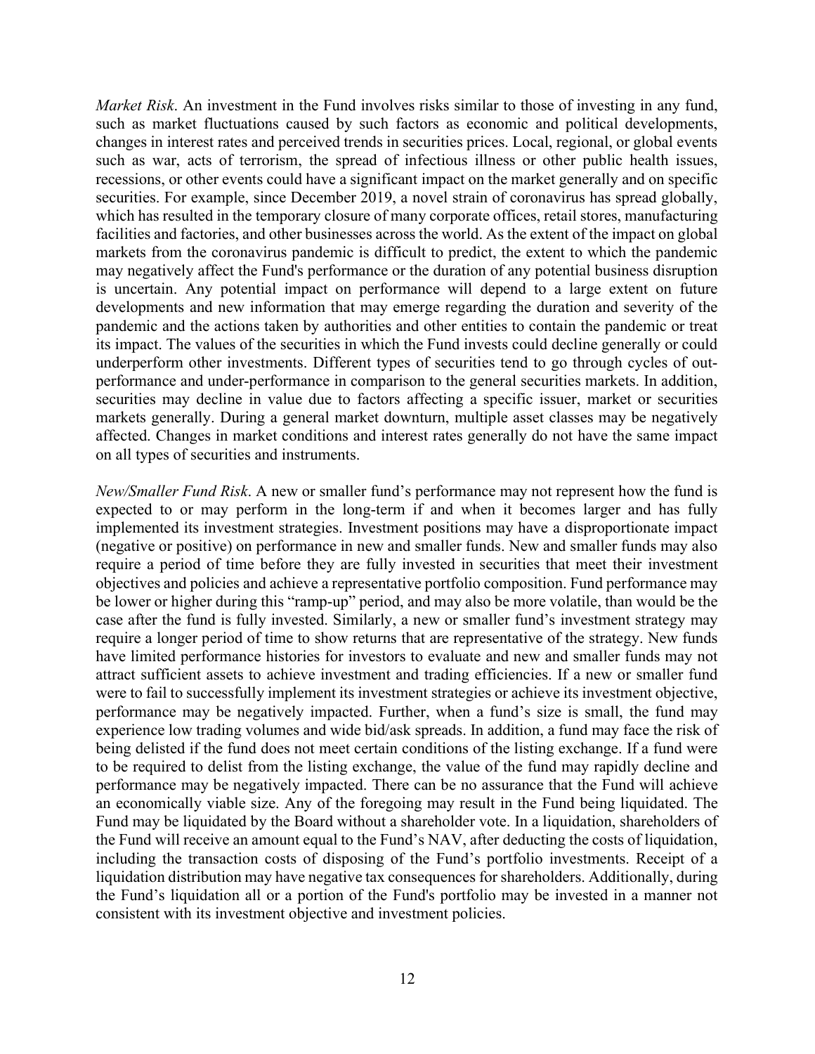*Market Risk*. An investment in the Fund involves risks similar to those of investing in any fund, such as market fluctuations caused by such factors as economic and political developments, changes in interest rates and perceived trends in securities prices. Local, regional, or global events such as war, acts of terrorism, the spread of infectious illness or other public health issues, recessions, or other events could have a significant impact on the market generally and on specific securities. For example, since December 2019, a novel strain of coronavirus has spread globally, which has resulted in the temporary closure of many corporate offices, retail stores, manufacturing facilities and factories, and other businesses across the world. As the extent of the impact on global markets from the coronavirus pandemic is difficult to predict, the extent to which the pandemic may negatively affect the Fund's performance or the duration of any potential business disruption is uncertain. Any potential impact on performance will depend to a large extent on future developments and new information that may emerge regarding the duration and severity of the pandemic and the actions taken by authorities and other entities to contain the pandemic or treat its impact. The values of the securities in which the Fund invests could decline generally or could underperform other investments. Different types of securities tend to go through cycles of out-performance and under-performance in comparison to the general securities markets. In addition, securities may decline in value due to factors affecting a specific issuer, market or securities markets generally. During a general market downturn, multiple asset classes may be negatively affected. Changes in market conditions and interest rates generally do not have the same impact on all types of securities and instruments.

*New/Smaller Fund Risk*. A new or smaller fund's performance may not represent how the fund is expected to or may perform in the long-term if and when it becomes larger and has fully implemented its investment strategies. Investment positions may have a disproportionate impact (negative or positive) on performance in new and smaller funds. New and smaller funds may also require a period of time before they are fully invested in securities that meet their investment objectives and policies and achieve a representative portfolio composition. Fund performance may be lower or higher during this "ramp-up" period, and may also be more volatile, than would be the case after the fund is fully invested. Similarly, a new or smaller fund's investment strategy may require a longer period of time to show returns that are representative of the strategy. New funds have limited performance histories for investors to evaluate and new and smaller funds may not attract sufficient assets to achieve investment and trading efficiencies. If a new or smaller fund were to fail to successfully implement its investment strategies or achieve its investment objective, performance may be negatively impacted. Further, when a fund's size is small, the fund may experience low trading volumes and wide bid/ask spreads. In addition, a fund may face the risk of being delisted if the fund does not meet certain conditions of the listing exchange. If a fund were to be required to delist from the listing exchange, the value of the fund may rapidly decline and performance may be negatively impacted. There can be no assurance that the Fund will achieve an economically viable size. Any of the foregoing may result in the Fund being liquidated. The Fund may be liquidated by the Board without a shareholder vote. In a liquidation, shareholders of the Fund will receive an amount equal to the Fund's NAV, after deducting the costs of liquidation, including the transaction costs of disposing of the Fund's portfolio investments. Receipt of a liquidation distribution may have negative tax consequences for shareholders. Additionally, during the Fund's liquidation all or a portion of the Fund's portfolio may be invested in a manner not consistent with its investment objective and investment policies.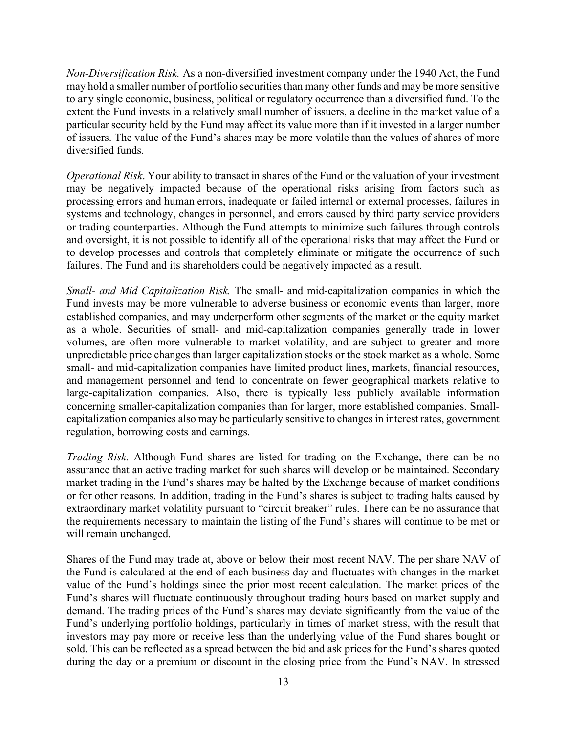*Non-Diversification Risk.* As a non-diversified investment company under the 1940 Act, the Fund may hold a smaller number of portfolio securities than many other funds and may be more sensitive to any single economic, business, political or regulatory occurrence than a diversified fund. To the extent the Fund invests in a relatively small number of issuers, a decline in the market value of a particular security held by the Fund may affect its value more than if it invested in a larger number of issuers. The value of the Fund's shares may be more volatile than the values of shares of more diversified funds.

*Operational Risk*. Your ability to transact in shares of the Fund or the valuation of your investment may be negatively impacted because of the operational risks arising from factors such as processing errors and human errors, inadequate or failed internal or external processes, failures in systems and technology, changes in personnel, and errors caused by third party service providers or trading counterparties. Although the Fund attempts to minimize such failures through controls and oversight, it is not possible to identify all of the operational risks that may affect the Fund or to develop processes and controls that completely eliminate or mitigate the occurrence of such failures. The Fund and its shareholders could be negatively impacted as a result.

*Small- and Mid Capitalization Risk.* The small- and mid-capitalization companies in which the Fund invests may be more vulnerable to adverse business or economic events than larger, more established companies, and may underperform other segments of the market or the equity market as a whole. Securities of small- and mid-capitalization companies generally trade in lower volumes, are often more vulnerable to market volatility, and are subject to greater and more unpredictable price changes than larger capitalization stocks or the stock market as a whole. Some small- and mid-capitalization companies have limited product lines, markets, financial resources, and management personnel and tend to concentrate on fewer geographical markets relative to large-capitalization companies. Also, there is typically less publicly available information concerning smaller-capitalization companies than for larger, more established companies. Small-capitalization companies also may be particularly sensitive to changes in interest rates, government regulation, borrowing costs and earnings.

*Trading Risk.* Although Fund shares are listed for trading on the Exchange, there can be no assurance that an active trading market for such shares will develop or be maintained. Secondary market trading in the Fund's shares may be halted by the Exchange because of market conditions or for other reasons. In addition, trading in the Fund's shares is subject to trading halts caused by extraordinary market volatility pursuant to "circuit breaker" rules. There can be no assurance that the requirements necessary to maintain the listing of the Fund's shares will continue to be met or will remain unchanged.

Shares of the Fund may trade at, above or below their most recent NAV. The per share NAV of the Fund is calculated at the end of each business day and fluctuates with changes in the market value of the Fund's holdings since the prior most recent calculation. The market prices of the Fund's shares will fluctuate continuously throughout trading hours based on market supply and demand. The trading prices of the Fund's shares may deviate significantly from the value of the Fund's underlying portfolio holdings, particularly in times of market stress, with the result that investors may pay more or receive less than the underlying value of the Fund shares bought or sold. This can be reflected as a spread between the bid and ask prices for the Fund's shares quoted during the day or a premium or discount in the closing price from the Fund's NAV. In stressed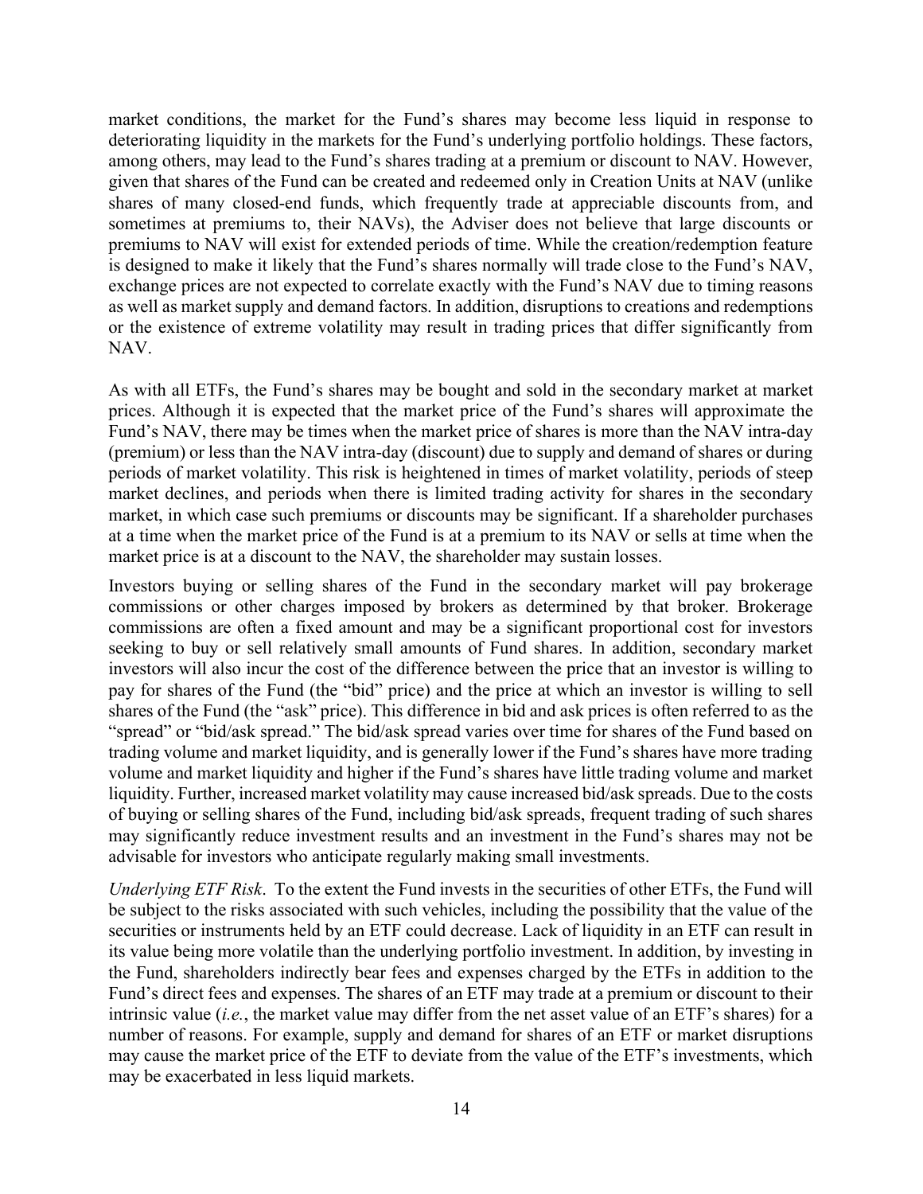market conditions, the market for the Fund's shares may become less liquid in response to deteriorating liquidity in the markets for the Fund's underlying portfolio holdings. These factors, among others, may lead to the Fund's shares trading at a premium or discount to NAV. However, given that shares of the Fund can be created and redeemed only in Creation Units at NAV (unlike shares of many closed-end funds, which frequently trade at appreciable discounts from, and sometimes at premiums to, their NAVs), the Adviser does not believe that large discounts or premiums to NAV will exist for extended periods of time. While the creation/redemption feature is designed to make it likely that the Fund's shares normally will trade close to the Fund's NAV, exchange prices are not expected to correlate exactly with the Fund's NAV due to timing reasons as well as market supply and demand factors. In addition, disruptions to creations and redemptions or the existence of extreme volatility may result in trading prices that differ significantly from NAV.

As with all ETFs, the Fund's shares may be bought and sold in the secondary market at market prices. Although it is expected that the market price of the Fund's shares will approximate the Fund's NAV, there may be times when the market price of shares is more than the NAV intra-day (premium) or less than the NAV intra-day (discount) due to supply and demand of shares or during periods of market volatility. This risk is heightened in times of market volatility, periods of steep market declines, and periods when there is limited trading activity for shares in the secondary market, in which case such premiums or discounts may be significant. If a shareholder purchases at a time when the market price of the Fund is at a premium to its NAV or sells at time when the market price is at a discount to the NAV, the shareholder may sustain losses.

Investors buying or selling shares of the Fund in the secondary market will pay brokerage commissions or other charges imposed by brokers as determined by that broker. Brokerage commissions are often a fixed amount and may be a significant proportional cost for investors seeking to buy or sell relatively small amounts of Fund shares. In addition, secondary market investors will also incur the cost of the difference between the price that an investor is willing to pay for shares of the Fund (the "bid" price) and the price at which an investor is willing to sell shares of the Fund (the "ask" price). This difference in bid and ask prices is often referred to as the "spread" or "bid/ask spread." The bid/ask spread varies over time for shares of the Fund based on trading volume and market liquidity, and is generally lower if the Fund's shares have more trading volume and market liquidity and higher if the Fund's shares have little trading volume and market liquidity. Further, increased market volatility may cause increased bid/ask spreads. Due to the costs of buying or selling shares of the Fund, including bid/ask spreads, frequent trading of such shares may significantly reduce investment results and an investment in the Fund's shares may not be advisable for investors who anticipate regularly making small investments.

*Underlying ETF Risk*. To the extent the Fund invests in the securities of other ETFs, the Fund will be subject to the risks associated with such vehicles, including the possibility that the value of the securities or instruments held by an ETF could decrease. Lack of liquidity in an ETF can result in its value being more volatile than the underlying portfolio investment. In addition, by investing in the Fund, shareholders indirectly bear fees and expenses charged by the ETFs in addition to the Fund's direct fees and expenses. The shares of an ETF may trade at a premium or discount to their intrinsic value (*i.e.*, the market value may differ from the net asset value of an ETF's shares) for a number of reasons. For example, supply and demand for shares of an ETF or market disruptions may cause the market price of the ETF to deviate from the value of the ETF's investments, which may be exacerbated in less liquid markets.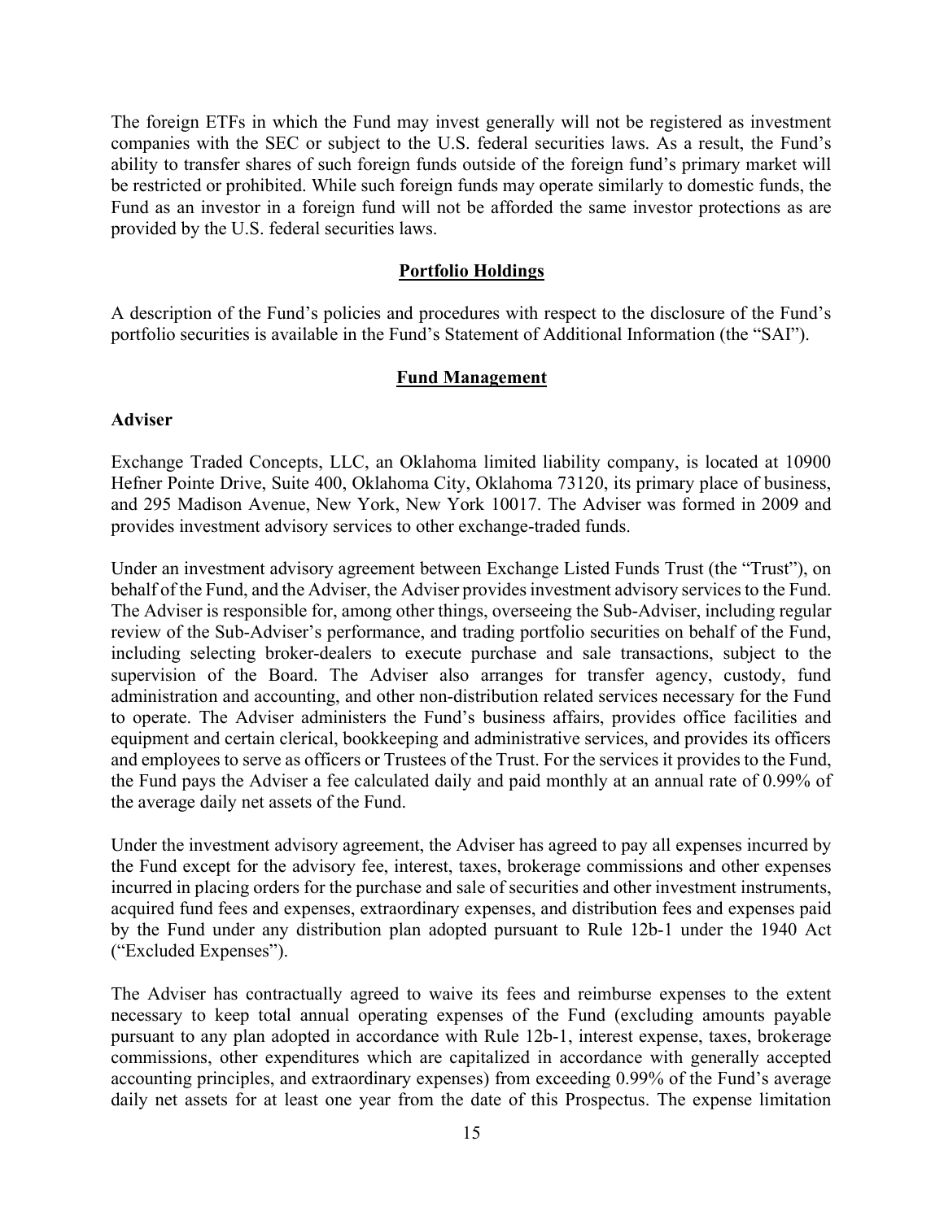The foreign ETFs in which the Fund may invest generally will not be registered as investment companies with the SEC or subject to the U.S. federal securities laws. As a result, the Fund's ability to transfer shares of such foreign funds outside of the foreign fund's primary market will be restricted or prohibited. While such foreign funds may operate similarly to domestic funds, the Fund as an investor in a foreign fund will not be afforded the same investor protections as are provided by the U.S. federal securities laws.

## Portfolio Holdings

A description of the Fund's policies and procedures with respect to the disclosure of the Fund's portfolio securities is available in the Fund's Statement of Additional Information (the "SAI").

## Fund Management

### Adviser

Exchange Traded Concepts, LLC, an Oklahoma limited liability company, is located at 10900 Hefner Pointe Drive, Suite 400, Oklahoma City, Oklahoma 73120, its primary place of business, and 295 Madison Avenue, New York, New York 10017. The Adviser was formed in 2009 and provides investment advisory services to other exchange-traded funds.

Under an investment advisory agreement between Exchange Listed Funds Trust (the "Trust"), on behalf of the Fund, and the Adviser, the Adviser provides investment advisory services to the Fund. The Adviser is responsible for, among other things, overseeing the Sub-Adviser, including regular review of the Sub-Adviser's performance, and trading portfolio securities on behalf of the Fund, including selecting broker-dealers to execute purchase and sale transactions, subject to the supervision of the Board. The Adviser also arranges for transfer agency, custody, fund administration and accounting, and other non-distribution related services necessary for the Fund to operate. The Adviser administers the Fund's business affairs, provides office facilities and equipment and certain clerical, bookkeeping and administrative services, and provides its officers and employees to serve as officers or Trustees of the Trust. For the services it provides to the Fund, the Fund pays the Adviser a fee calculated daily and paid monthly at an annual rate of 0.99% of the average daily net assets of the Fund.

Under the investment advisory agreement, the Adviser has agreed to pay all expenses incurred by the Fund except for the advisory fee, interest, taxes, brokerage commissions and other expenses incurred in placing orders for the purchase and sale of securities and other investment instruments, acquired fund fees and expenses, extraordinary expenses, and distribution fees and expenses paid by the Fund under any distribution plan adopted pursuant to Rule 12b-1 under the 1940 Act ("Excluded Expenses").

The Adviser has contractually agreed to waive its fees and reimburse expenses to the extent necessary to keep total annual operating expenses of the Fund (excluding amounts payable pursuant to any plan adopted in accordance with Rule 12b-1, interest expense, taxes, brokerage commissions, other expenditures which are capitalized in accordance with generally accepted accounting principles, and extraordinary expenses) from exceeding 0.99% of the Fund's average daily net assets for at least one year from the date of this Prospectus. The expense limitation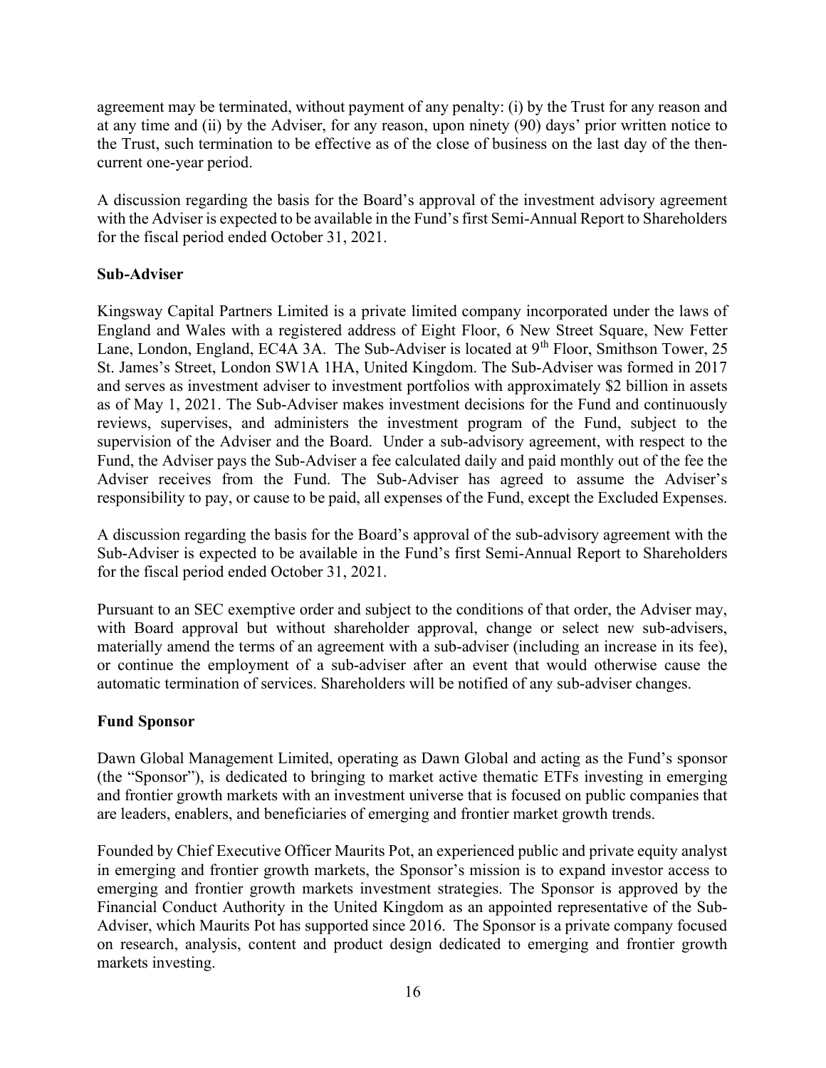agreement may be terminated, without payment of any penalty: (i) by the Trust for any reason and at any time and (ii) by the Adviser, for any reason, upon ninety (90) days' prior written notice to the Trust, such termination to be effective as of the close of business on the last day of the then-current one-year period.

A discussion regarding the basis for the Board's approval of the investment advisory agreement with the Adviser is expected to be available in the Fund's first Semi-Annual Report to Shareholders for the fiscal period ended October 31, 2021.

**Sub-Adviser**

Kingsway Capital Partners Limited is a private limited company incorporated under the laws of England and Wales with a registered address of Eight Floor, 6 New Street Square, New Fetter Lane, London, England, EC4A 3A. The Sub-Adviser is located at 9th Floor, Smithson Tower, 25 St. James's Street, London SW1A 1HA, United Kingdom. The Sub-Adviser was formed in 2017 and serves as investment adviser to investment portfolios with approximately $2 billion in assets as of May 1, 2021. The Sub-Adviser makes investment decisions for the Fund and continuously reviews, supervises, and administers the investment program of the Fund, subject to the supervision of the Adviser and the Board. Under a sub-advisory agreement, with respect to the Fund, the Adviser pays the Sub-Adviser a fee calculated daily and paid monthly out of the fee the Adviser receives from the Fund. The Sub-Adviser has agreed to assume the Adviser's responsibility to pay, or cause to be paid, all expenses of the Fund, except the Excluded Expenses.

A discussion regarding the basis for the Board's approval of the sub-advisory agreement with the Sub-Adviser is expected to be available in the Fund's first Semi-Annual Report to Shareholders for the fiscal period ended October 31, 2021.

Pursuant to an SEC exemptive order and subject to the conditions of that order, the Adviser may, with Board approval but without shareholder approval, change or select new sub-advisers, materially amend the terms of an agreement with a sub-adviser (including an increase in its fee), or continue the employment of a sub-adviser after an event that would otherwise cause the automatic termination of services. Shareholders will be notified of any sub-adviser changes.

**Fund Sponsor**

Dawn Global Management Limited, operating as Dawn Global and acting as the Fund's sponsor (the "Sponsor"), is dedicated to bringing to market active thematic ETFs investing in emerging and frontier growth markets with an investment universe that is focused on public companies that are leaders, enablers, and beneficiaries of emerging and frontier market growth trends.

Founded by Chief Executive Officer Maurits Pot, an experienced public and private equity analyst in emerging and frontier growth markets, the Sponsor's mission is to expand investor access to emerging and frontier growth markets investment strategies. The Sponsor is approved by the Financial Conduct Authority in the United Kingdom as an appointed representative of the Sub-Adviser, which Maurits Pot has supported since 2016. The Sponsor is a private company focused on research, analysis, content and product design dedicated to emerging and frontier growth markets investing.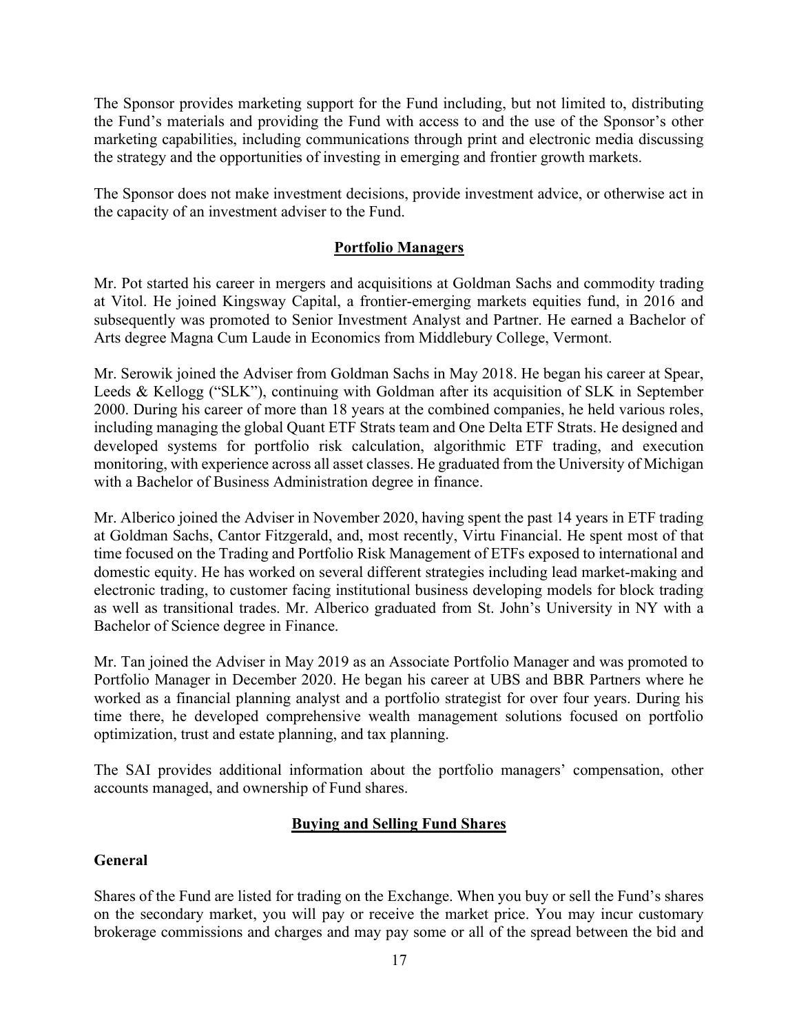The Sponsor provides marketing support for the Fund including, but not limited to, distributing the Fund's materials and providing the Fund with access to and the use of the Sponsor's other marketing capabilities, including communications through print and electronic media discussing the strategy and the opportunities of investing in emerging and frontier growth markets.

The Sponsor does not make investment decisions, provide investment advice, or otherwise act in the capacity of an investment adviser to the Fund.

## Portfolio Managers

Mr. Pot started his career in mergers and acquisitions at Goldman Sachs and commodity trading at Vitol. He joined Kingsway Capital, a frontier-emerging markets equities fund, in 2016 and subsequently was promoted to Senior Investment Analyst and Partner. He earned a Bachelor of Arts degree Magna Cum Laude in Economics from Middlebury College, Vermont.

Mr. Serowik joined the Adviser from Goldman Sachs in May 2018. He began his career at Spear, Leeds & Kellogg ("SLK"), continuing with Goldman after its acquisition of SLK in September 2000. During his career of more than 18 years at the combined companies, he held various roles, including managing the global Quant ETF Strats team and One Delta ETF Strats. He designed and developed systems for portfolio risk calculation, algorithmic ETF trading, and execution monitoring, with experience across all asset classes. He graduated from the University of Michigan with a Bachelor of Business Administration degree in finance.

Mr. Alberico joined the Adviser in November 2020, having spent the past 14 years in ETF trading at Goldman Sachs, Cantor Fitzgerald, and, most recently, Virtu Financial. He spent most of that time focused on the Trading and Portfolio Risk Management of ETFs exposed to international and domestic equity. He has worked on several different strategies including lead market-making and electronic trading, to customer facing institutional business developing models for block trading as well as transitional trades. Mr. Alberico graduated from St. John's University in NY with a Bachelor of Science degree in Finance.

Mr. Tan joined the Adviser in May 2019 as an Associate Portfolio Manager and was promoted to Portfolio Manager in December 2020. He began his career at UBS and BBR Partners where he worked as a financial planning analyst and a portfolio strategist for over four years. During his time there, he developed comprehensive wealth management solutions focused on portfolio optimization, trust and estate planning, and tax planning.

The SAI provides additional information about the portfolio managers' compensation, other accounts managed, and ownership of Fund shares.

## Buying and Selling Fund Shares

### General

Shares of the Fund are listed for trading on the Exchange. When you buy or sell the Fund's shares on the secondary market, you will pay or receive the market price. You may incur customary brokerage commissions and charges and may pay some or all of the spread between the bid and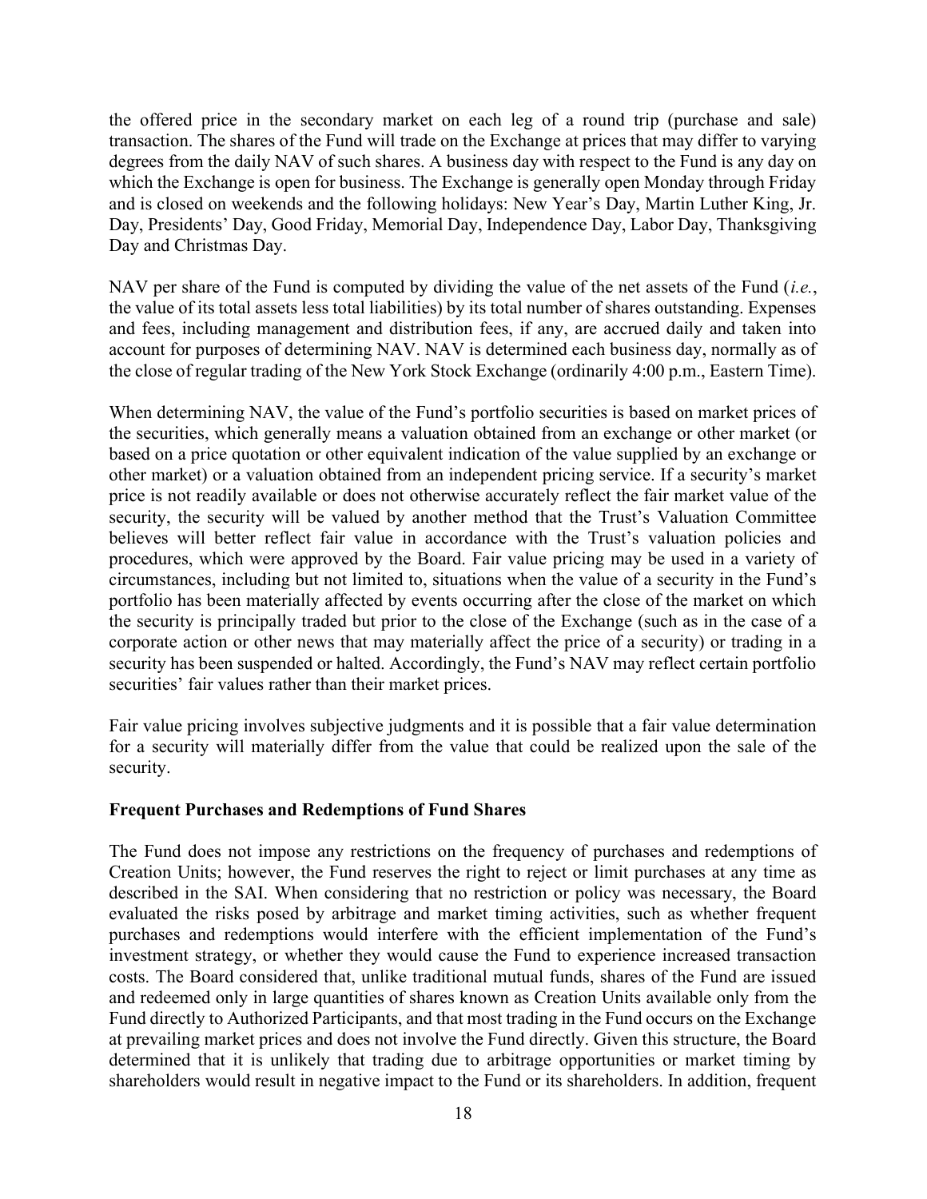the offered price in the secondary market on each leg of a round trip (purchase and sale) transaction. The shares of the Fund will trade on the Exchange at prices that may differ to varying degrees from the daily NAV of such shares. A business day with respect to the Fund is any day on which the Exchange is open for business. The Exchange is generally open Monday through Friday and is closed on weekends and the following holidays: New Year's Day, Martin Luther King, Jr. Day, Presidents' Day, Good Friday, Memorial Day, Independence Day, Labor Day, Thanksgiving Day and Christmas Day.

NAV per share of the Fund is computed by dividing the value of the net assets of the Fund (*i.e.*, the value of its total assets less total liabilities) by its total number of shares outstanding. Expenses and fees, including management and distribution fees, if any, are accrued daily and taken into account for purposes of determining NAV. NAV is determined each business day, normally as of the close of regular trading of the New York Stock Exchange (ordinarily 4:00 p.m., Eastern Time).

When determining NAV, the value of the Fund's portfolio securities is based on market prices of the securities, which generally means a valuation obtained from an exchange or other market (or based on a price quotation or other equivalent indication of the value supplied by an exchange or other market) or a valuation obtained from an independent pricing service. If a security's market price is not readily available or does not otherwise accurately reflect the fair market value of the security, the security will be valued by another method that the Trust's Valuation Committee believes will better reflect fair value in accordance with the Trust's valuation policies and procedures, which were approved by the Board. Fair value pricing may be used in a variety of circumstances, including but not limited to, situations when the value of a security in the Fund's portfolio has been materially affected by events occurring after the close of the market on which the security is principally traded but prior to the close of the Exchange (such as in the case of a corporate action or other news that may materially affect the price of a security) or trading in a security has been suspended or halted. Accordingly, the Fund's NAV may reflect certain portfolio securities' fair values rather than their market prices.

Fair value pricing involves subjective judgments and it is possible that a fair value determination for a security will materially differ from the value that could be realized upon the sale of the security.

**Frequent Purchases and Redemptions of Fund Shares**

The Fund does not impose any restrictions on the frequency of purchases and redemptions of Creation Units; however, the Fund reserves the right to reject or limit purchases at any time as described in the SAI. When considering that no restriction or policy was necessary, the Board evaluated the risks posed by arbitrage and market timing activities, such as whether frequent purchases and redemptions would interfere with the efficient implementation of the Fund's investment strategy, or whether they would cause the Fund to experience increased transaction costs. The Board considered that, unlike traditional mutual funds, shares of the Fund are issued and redeemed only in large quantities of shares known as Creation Units available only from the Fund directly to Authorized Participants, and that most trading in the Fund occurs on the Exchange at prevailing market prices and does not involve the Fund directly. Given this structure, the Board determined that it is unlikely that trading due to arbitrage opportunities or market timing by shareholders would result in negative impact to the Fund or its shareholders. In addition, frequent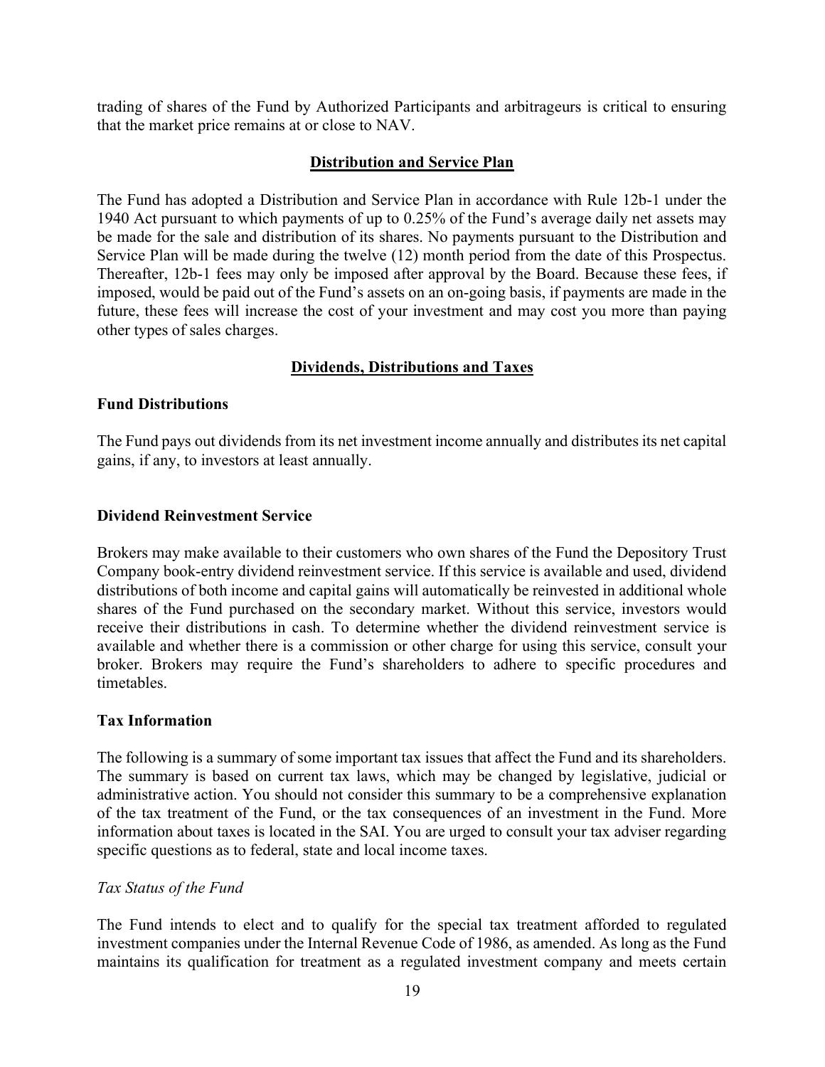trading of shares of the Fund by Authorized Participants and arbitrageurs is critical to ensuring that the market price remains at or close to NAV.

## Distribution and Service Plan

The Fund has adopted a Distribution and Service Plan in accordance with Rule 12b-1 under the 1940 Act pursuant to which payments of up to 0.25% of the Fund's average daily net assets may be made for the sale and distribution of its shares. No payments pursuant to the Distribution and Service Plan will be made during the twelve (12) month period from the date of this Prospectus. Thereafter, 12b-1 fees may only be imposed after approval by the Board. Because these fees, if imposed, would be paid out of the Fund's assets on an on-going basis, if payments are made in the future, these fees will increase the cost of your investment and may cost you more than paying other types of sales charges.

## Dividends, Distributions and Taxes

### Fund Distributions

The Fund pays out dividends from its net investment income annually and distributes its net capital gains, if any, to investors at least annually.

### Dividend Reinvestment Service

Brokers may make available to their customers who own shares of the Fund the Depository Trust Company book-entry dividend reinvestment service. If this service is available and used, dividend distributions of both income and capital gains will automatically be reinvested in additional whole shares of the Fund purchased on the secondary market. Without this service, investors would receive their distributions in cash. To determine whether the dividend reinvestment service is available and whether there is a commission or other charge for using this service, consult your broker. Brokers may require the Fund's shareholders to adhere to specific procedures and timetables.

### Tax Information

The following is a summary of some important tax issues that affect the Fund and its shareholders. The summary is based on current tax laws, which may be changed by legislative, judicial or administrative action. You should not consider this summary to be a comprehensive explanation of the tax treatment of the Fund, or the tax consequences of an investment in the Fund. More information about taxes is located in the SAI. You are urged to consult your tax adviser regarding specific questions as to federal, state and local income taxes.

*Tax Status of the Fund*

The Fund intends to elect and to qualify for the special tax treatment afforded to regulated investment companies under the Internal Revenue Code of 1986, as amended. As long as the Fund maintains its qualification for treatment as a regulated investment company and meets certain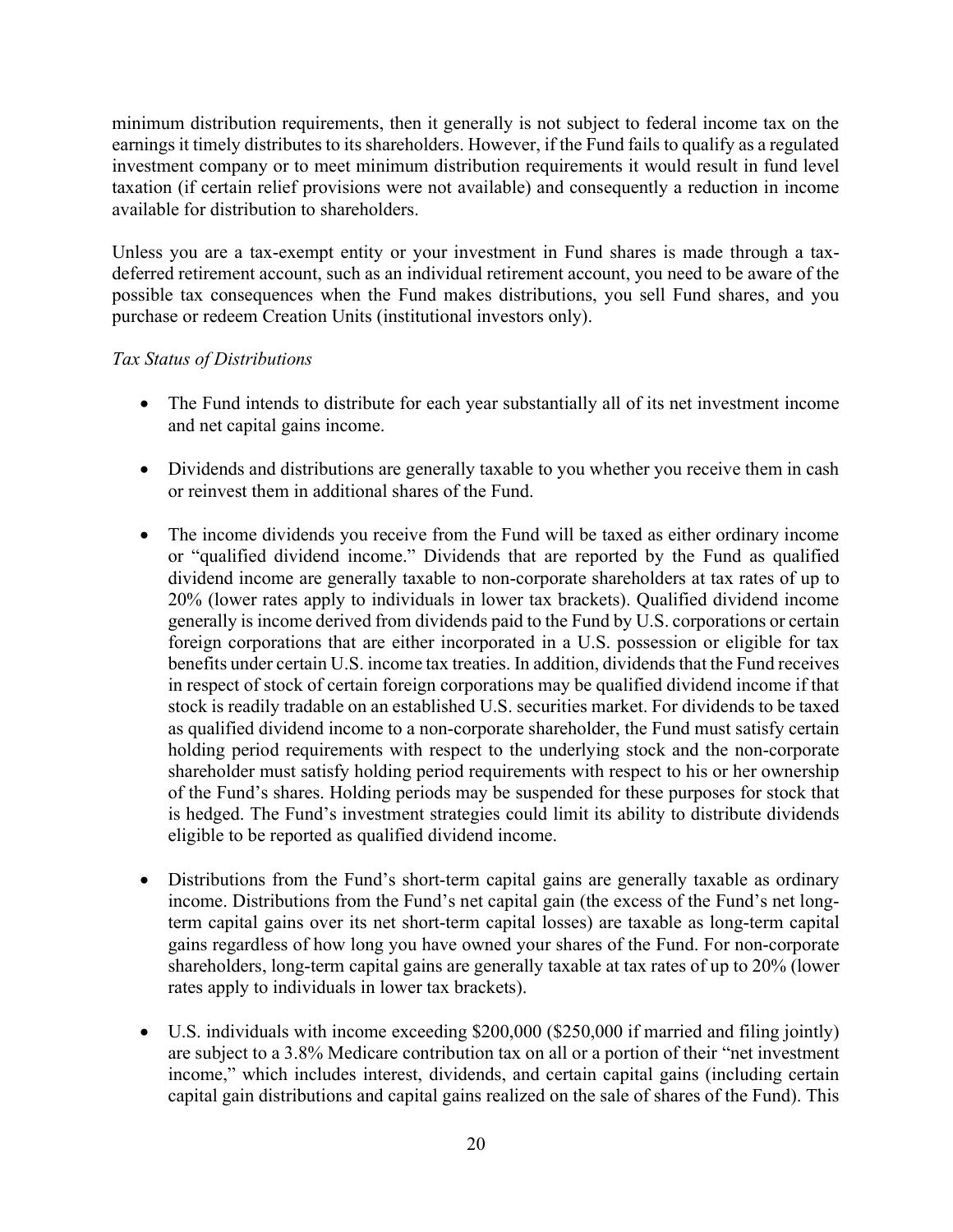minimum distribution requirements, then it generally is not subject to federal income tax on the earnings it timely distributes to its shareholders. However, if the Fund fails to qualify as a regulated investment company or to meet minimum distribution requirements it would result in fund level taxation (if certain relief provisions were not available) and consequently a reduction in income available for distribution to shareholders.

Unless you are a tax-exempt entity or your investment in Fund shares is made through a tax-deferred retirement account, such as an individual retirement account, you need to be aware of the possible tax consequences when the Fund makes distributions, you sell Fund shares, and you purchase or redeem Creation Units (institutional investors only).

*Tax Status of Distributions*

- The Fund intends to distribute for each year substantially all of its net investment income and net capital gains income.
- Dividends and distributions are generally taxable to you whether you receive them in cash or reinvest them in additional shares of the Fund.
- The income dividends you receive from the Fund will be taxed as either ordinary income or "qualified dividend income." Dividends that are reported by the Fund as qualified dividend income are generally taxable to non-corporate shareholders at tax rates of up to 20% (lower rates apply to individuals in lower tax brackets). Qualified dividend income generally is income derived from dividends paid to the Fund by U.S. corporations or certain foreign corporations that are either incorporated in a U.S. possession or eligible for tax benefits under certain U.S. income tax treaties. In addition, dividends that the Fund receives in respect of stock of certain foreign corporations may be qualified dividend income if that stock is readily tradable on an established U.S. securities market. For dividends to be taxed as qualified dividend income to a non-corporate shareholder, the Fund must satisfy certain holding period requirements with respect to the underlying stock and the non-corporate shareholder must satisfy holding period requirements with respect to his or her ownership of the Fund's shares. Holding periods may be suspended for these purposes for stock that is hedged. The Fund's investment strategies could limit its ability to distribute dividends eligible to be reported as qualified dividend income.
- Distributions from the Fund's short-term capital gains are generally taxable as ordinary income. Distributions from the Fund's net capital gain (the excess of the Fund's net long-term capital gains over its net short-term capital losses) are taxable as long-term capital gains regardless of how long you have owned your shares of the Fund. For non-corporate shareholders, long-term capital gains are generally taxable at tax rates of up to 20% (lower rates apply to individuals in lower tax brackets).
- U.S. individuals with income exceeding $200,000 ($250,000 if married and filing jointly) are subject to a 3.8% Medicare contribution tax on all or a portion of their "net investment income," which includes interest, dividends, and certain capital gains (including certain capital gain distributions and capital gains realized on the sale of shares of the Fund). This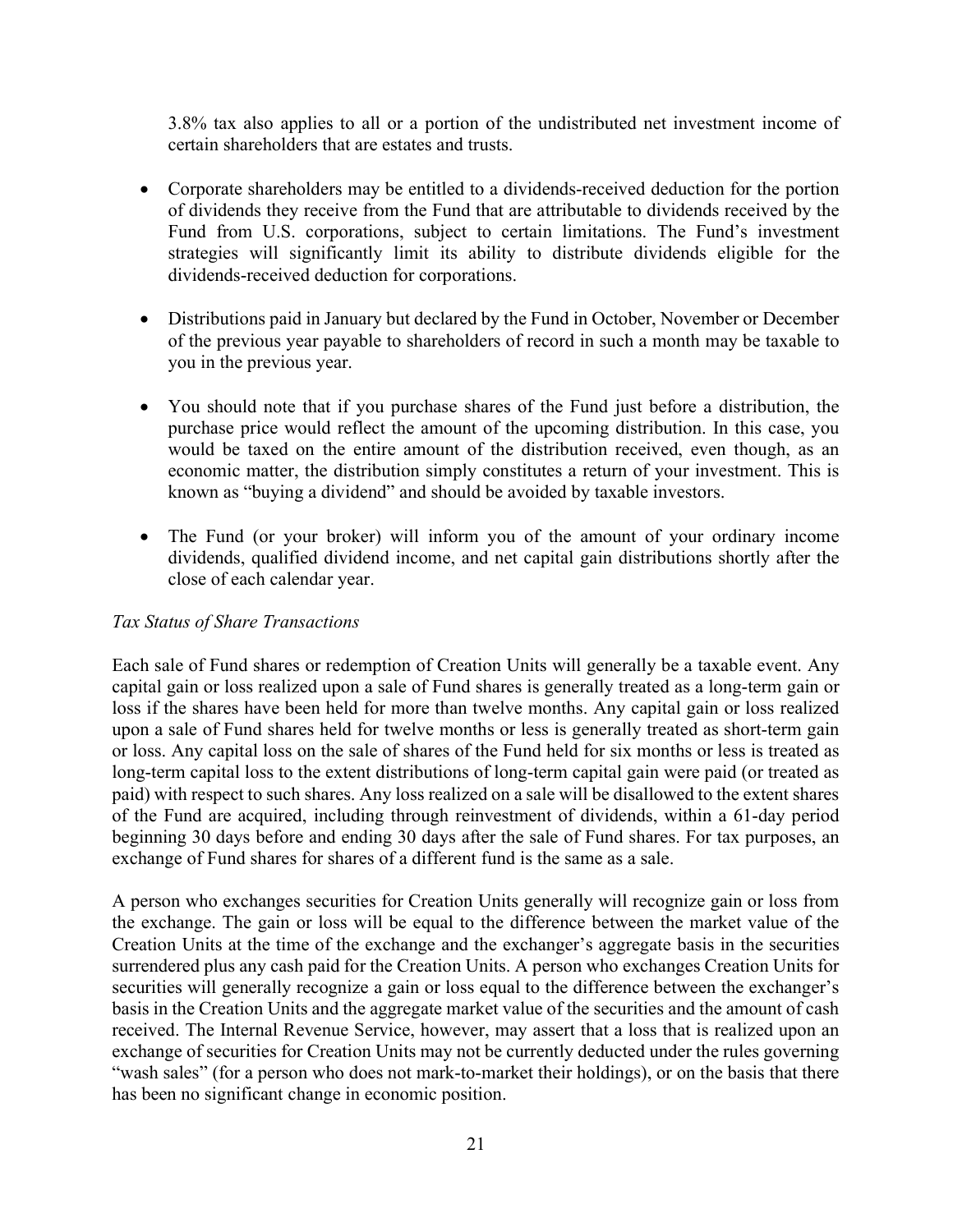3.8% tax also applies to all or a portion of the undistributed net investment income of certain shareholders that are estates and trusts.

- Corporate shareholders may be entitled to a dividends-received deduction for the portion of dividends they receive from the Fund that are attributable to dividends received by the Fund from U.S. corporations, subject to certain limitations. The Fund's investment strategies will significantly limit its ability to distribute dividends eligible for the dividends-received deduction for corporations.

- Distributions paid in January but declared by the Fund in October, November or December of the previous year payable to shareholders of record in such a month may be taxable to you in the previous year.

- You should note that if you purchase shares of the Fund just before a distribution, the purchase price would reflect the amount of the upcoming distribution. In this case, you would be taxed on the entire amount of the distribution received, even though, as an economic matter, the distribution simply constitutes a return of your investment. This is known as "buying a dividend" and should be avoided by taxable investors.

- The Fund (or your broker) will inform you of the amount of your ordinary income dividends, qualified dividend income, and net capital gain distributions shortly after the close of each calendar year.

*Tax Status of Share Transactions*

Each sale of Fund shares or redemption of Creation Units will generally be a taxable event. Any capital gain or loss realized upon a sale of Fund shares is generally treated as a long-term gain or loss if the shares have been held for more than twelve months. Any capital gain or loss realized upon a sale of Fund shares held for twelve months or less is generally treated as short-term gain or loss. Any capital loss on the sale of shares of the Fund held for six months or less is treated as long-term capital loss to the extent distributions of long-term capital gain were paid (or treated as paid) with respect to such shares. Any loss realized on a sale will be disallowed to the extent shares of the Fund are acquired, including through reinvestment of dividends, within a 61-day period beginning 30 days before and ending 30 days after the sale of Fund shares. For tax purposes, an exchange of Fund shares for shares of a different fund is the same as a sale.

A person who exchanges securities for Creation Units generally will recognize gain or loss from the exchange. The gain or loss will be equal to the difference between the market value of the Creation Units at the time of the exchange and the exchanger's aggregate basis in the securities surrendered plus any cash paid for the Creation Units. A person who exchanges Creation Units for securities will generally recognize a gain or loss equal to the difference between the exchanger's basis in the Creation Units and the aggregate market value of the securities and the amount of cash received. The Internal Revenue Service, however, may assert that a loss that is realized upon an exchange of securities for Creation Units may not be currently deducted under the rules governing "wash sales" (for a person who does not mark-to-market their holdings), or on the basis that there has been no significant change in economic position.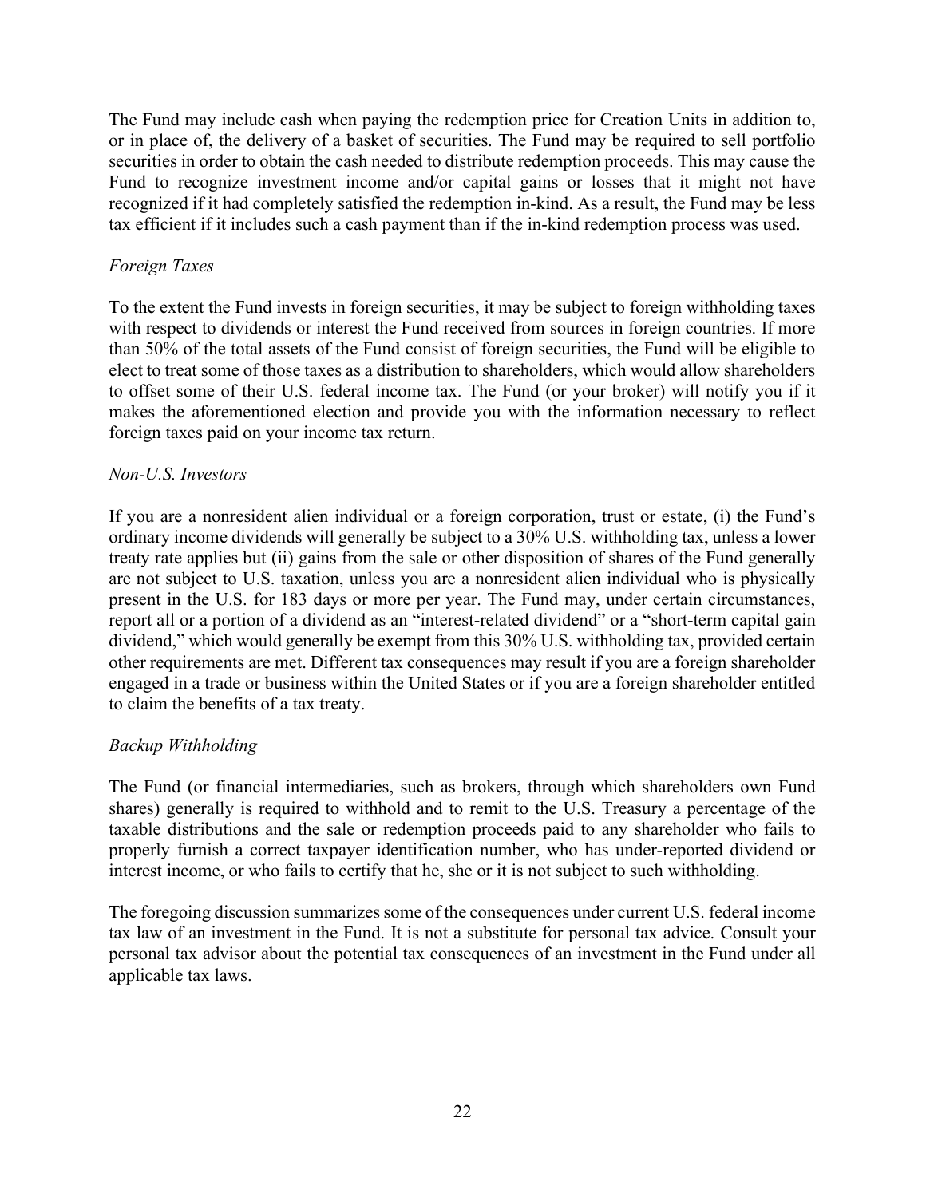The Fund may include cash when paying the redemption price for Creation Units in addition to, or in place of, the delivery of a basket of securities. The Fund may be required to sell portfolio securities in order to obtain the cash needed to distribute redemption proceeds. This may cause the Fund to recognize investment income and/or capital gains or losses that it might not have recognized if it had completely satisfied the redemption in-kind. As a result, the Fund may be less tax efficient if it includes such a cash payment than if the in-kind redemption process was used.

*Foreign Taxes*

To the extent the Fund invests in foreign securities, it may be subject to foreign withholding taxes with respect to dividends or interest the Fund received from sources in foreign countries. If more than 50% of the total assets of the Fund consist of foreign securities, the Fund will be eligible to elect to treat some of those taxes as a distribution to shareholders, which would allow shareholders to offset some of their U.S. federal income tax. The Fund (or your broker) will notify you if it makes the aforementioned election and provide you with the information necessary to reflect foreign taxes paid on your income tax return.

*Non-U.S. Investors*

If you are a nonresident alien individual or a foreign corporation, trust or estate, (i) the Fund's ordinary income dividends will generally be subject to a 30% U.S. withholding tax, unless a lower treaty rate applies but (ii) gains from the sale or other disposition of shares of the Fund generally are not subject to U.S. taxation, unless you are a nonresident alien individual who is physically present in the U.S. for 183 days or more per year. The Fund may, under certain circumstances, report all or a portion of a dividend as an "interest-related dividend" or a "short-term capital gain dividend," which would generally be exempt from this 30% U.S. withholding tax, provided certain other requirements are met. Different tax consequences may result if you are a foreign shareholder engaged in a trade or business within the United States or if you are a foreign shareholder entitled to claim the benefits of a tax treaty.

*Backup Withholding*

The Fund (or financial intermediaries, such as brokers, through which shareholders own Fund shares) generally is required to withhold and to remit to the U.S. Treasury a percentage of the taxable distributions and the sale or redemption proceeds paid to any shareholder who fails to properly furnish a correct taxpayer identification number, who has under-reported dividend or interest income, or who fails to certify that he, she or it is not subject to such withholding.

The foregoing discussion summarizes some of the consequences under current U.S. federal income tax law of an investment in the Fund. It is not a substitute for personal tax advice. Consult your personal tax advisor about the potential tax consequences of an investment in the Fund under all applicable tax laws.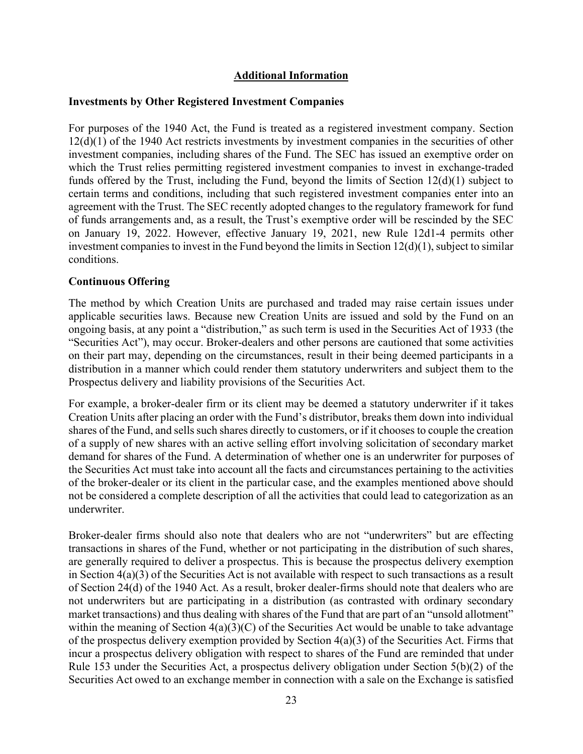## Additional Information

### Investments by Other Registered Investment Companies

For purposes of the 1940 Act, the Fund is treated as a registered investment company. Section 12(d)(1) of the 1940 Act restricts investments by investment companies in the securities of other investment companies, including shares of the Fund. The SEC has issued an exemptive order on which the Trust relies permitting registered investment companies to invest in exchange-traded funds offered by the Trust, including the Fund, beyond the limits of Section 12(d)(1) subject to certain terms and conditions, including that such registered investment companies enter into an agreement with the Trust. The SEC recently adopted changes to the regulatory framework for fund of funds arrangements and, as a result, the Trust's exemptive order will be rescinded by the SEC on January 19, 2022. However, effective January 19, 2021, new Rule 12d1-4 permits other investment companies to invest in the Fund beyond the limits in Section 12(d)(1), subject to similar conditions.

### Continuous Offering

The method by which Creation Units are purchased and traded may raise certain issues under applicable securities laws. Because new Creation Units are issued and sold by the Fund on an ongoing basis, at any point a "distribution," as such term is used in the Securities Act of 1933 (the "Securities Act"), may occur. Broker-dealers and other persons are cautioned that some activities on their part may, depending on the circumstances, result in their being deemed participants in a distribution in a manner which could render them statutory underwriters and subject them to the Prospectus delivery and liability provisions of the Securities Act.

For example, a broker-dealer firm or its client may be deemed a statutory underwriter if it takes Creation Units after placing an order with the Fund's distributor, breaks them down into individual shares of the Fund, and sells such shares directly to customers, or if it chooses to couple the creation of a supply of new shares with an active selling effort involving solicitation of secondary market demand for shares of the Fund. A determination of whether one is an underwriter for purposes of the Securities Act must take into account all the facts and circumstances pertaining to the activities of the broker-dealer or its client in the particular case, and the examples mentioned above should not be considered a complete description of all the activities that could lead to categorization as an underwriter.

Broker-dealer firms should also note that dealers who are not "underwriters" but are effecting transactions in shares of the Fund, whether or not participating in the distribution of such shares, are generally required to deliver a prospectus. This is because the prospectus delivery exemption in Section 4(a)(3) of the Securities Act is not available with respect to such transactions as a result of Section 24(d) of the 1940 Act. As a result, broker dealer-firms should note that dealers who are not underwriters but are participating in a distribution (as contrasted with ordinary secondary market transactions) and thus dealing with shares of the Fund that are part of an "unsold allotment" within the meaning of Section 4(a)(3)(C) of the Securities Act would be unable to take advantage of the prospectus delivery exemption provided by Section 4(a)(3) of the Securities Act. Firms that incur a prospectus delivery obligation with respect to shares of the Fund are reminded that under Rule 153 under the Securities Act, a prospectus delivery obligation under Section 5(b)(2) of the Securities Act owed to an exchange member in connection with a sale on the Exchange is satisfied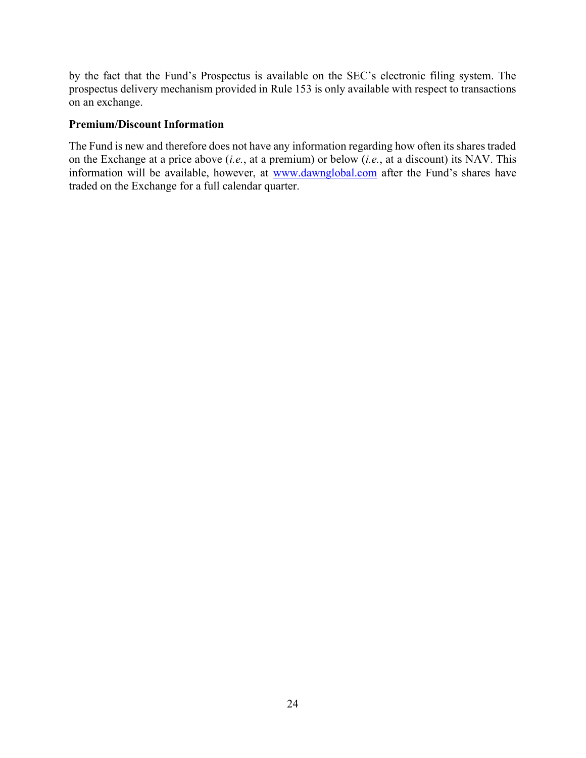by the fact that the Fund's Prospectus is available on the SEC's electronic filing system. The prospectus delivery mechanism provided in Rule 153 is only available with respect to transactions on an exchange.

**Premium/Discount Information**

The Fund is new and therefore does not have any information regarding how often its shares traded on the Exchange at a price above (*i.e.*, at a premium) or below (*i.e.*, at a discount) its NAV. This information will be available, however, at www.dawnglobal.com after the Fund's shares have traded on the Exchange for a full calendar quarter.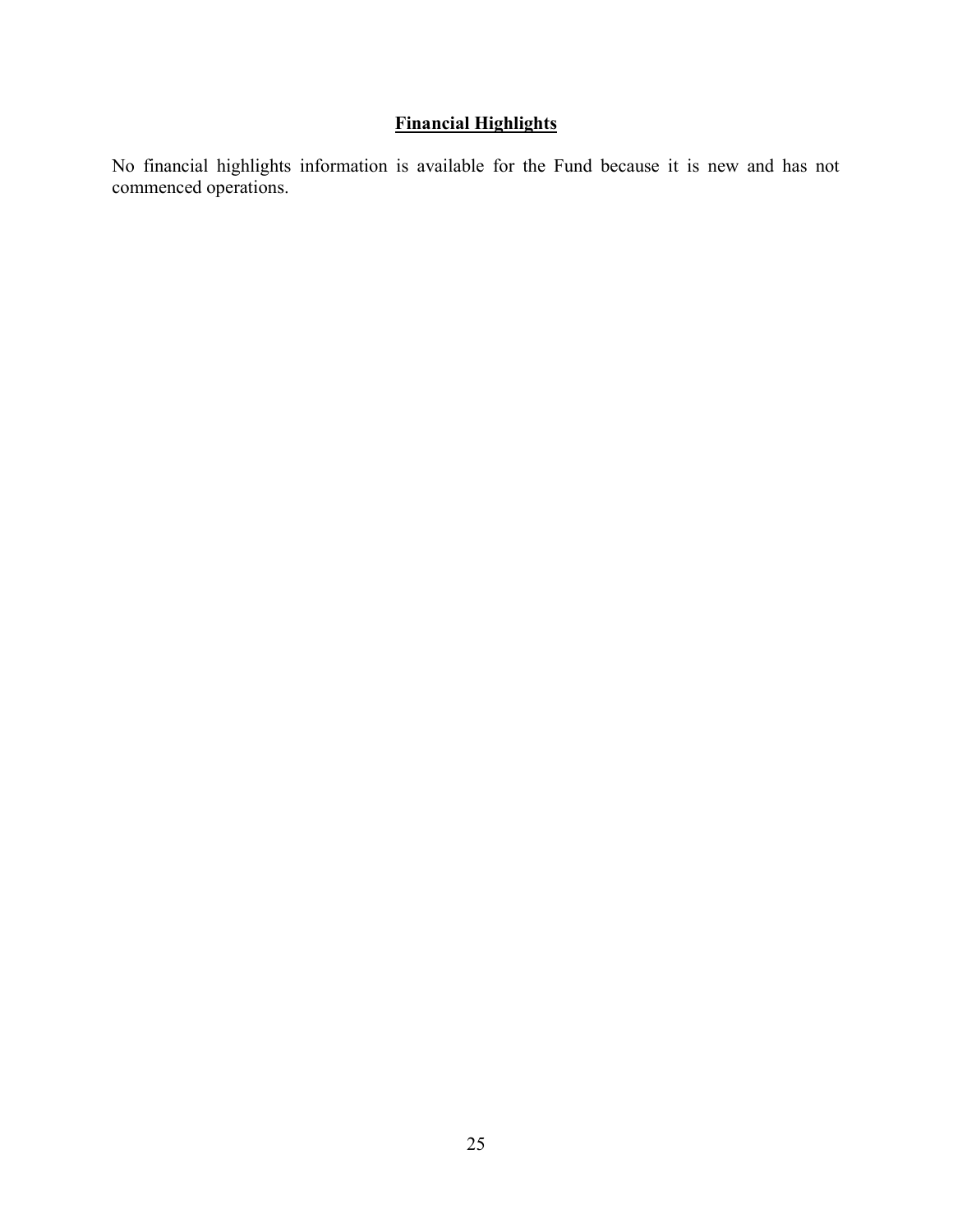## Financial Highlights

No financial highlights information is available for the Fund because it is new and has not commenced operations.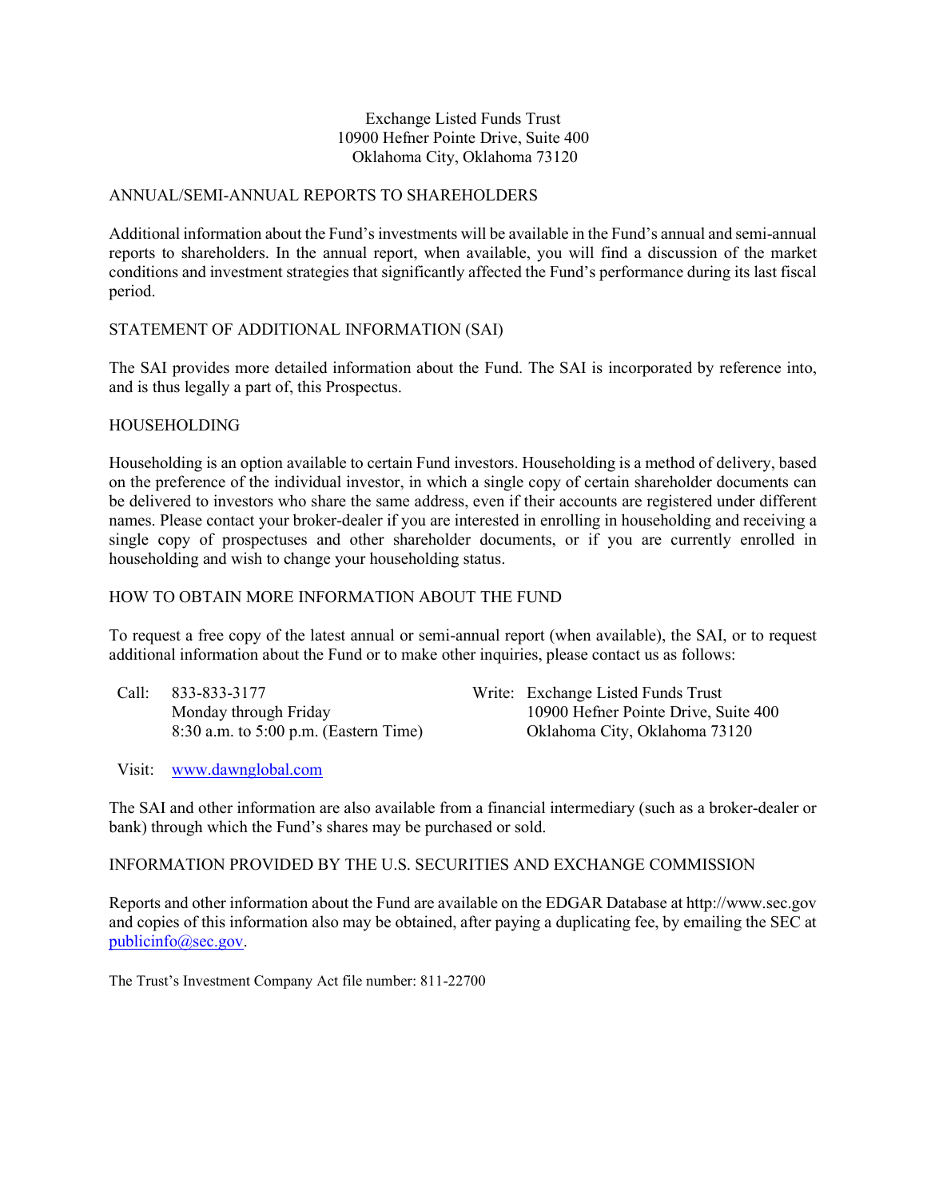Exchange Listed Funds Trust
10900 Hefner Pointe Drive, Suite 400
Oklahoma City, Oklahoma 73120

## ANNUAL/SEMI-ANNUAL REPORTS TO SHAREHOLDERS

Additional information about the Fund's investments will be available in the Fund's annual and semi-annual reports to shareholders. In the annual report, when available, you will find a discussion of the market conditions and investment strategies that significantly affected the Fund's performance during its last fiscal period.

## STATEMENT OF ADDITIONAL INFORMATION (SAI)

The SAI provides more detailed information about the Fund. The SAI is incorporated by reference into, and is thus legally a part of, this Prospectus.

## HOUSEHOLDING

Householding is an option available to certain Fund investors. Householding is a method of delivery, based on the preference of the individual investor, in which a single copy of certain shareholder documents can be delivered to investors who share the same address, even if their accounts are registered under different names. Please contact your broker-dealer if you are interested in enrolling in householding and receiving a single copy of prospectuses and other shareholder documents, or if you are currently enrolled in householding and wish to change your householding status.

## HOW TO OBTAIN MORE INFORMATION ABOUT THE FUND

To request a free copy of the latest annual or semi-annual report (when available), the SAI, or to request additional information about the Fund or to make other inquiries, please contact us as follows:

Call: 833-833-3177
Monday through Friday
8:30 a.m. to 5:00 p.m. (Eastern Time)

Write: Exchange Listed Funds Trust
10900 Hefner Pointe Drive, Suite 400
Oklahoma City, Oklahoma 73120

Visit: www.dawnglobal.com

The SAI and other information are also available from a financial intermediary (such as a broker-dealer or bank) through which the Fund's shares may be purchased or sold.

## INFORMATION PROVIDED BY THE U.S. SECURITIES AND EXCHANGE COMMISSION

Reports and other information about the Fund are available on the EDGAR Database at http://www.sec.gov and copies of this information also may be obtained, after paying a duplicating fee, by emailing the SEC at publicinfo@sec.gov.

The Trust's Investment Company Act file number: 811-22700